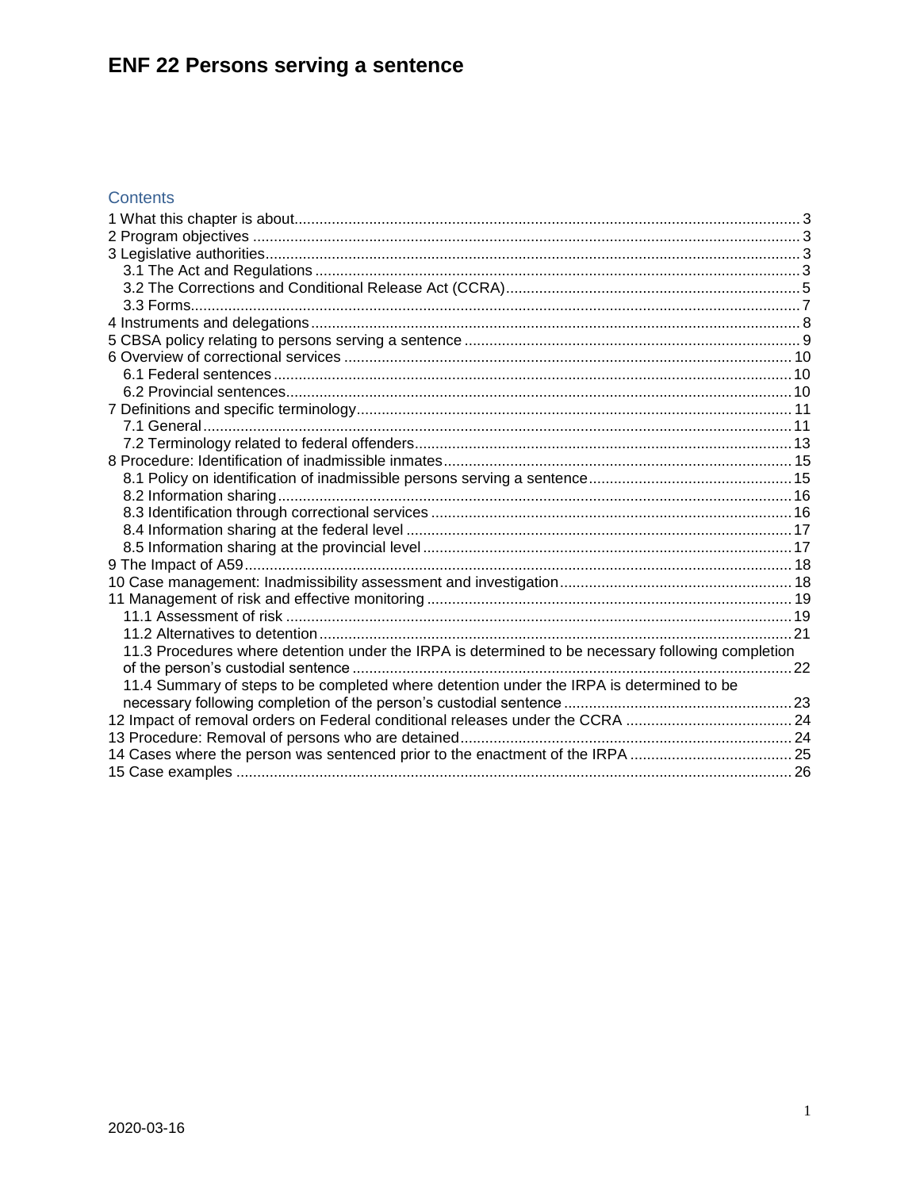# ENF 22 Persons serving a sentence

## Contents

1 What this chapter is about ........ 3
2 Program objectives ........ 3
3 Legislative authorities ........ 3
   3.1 The Act and Regulations ........ 3
   3.2 The Corrections and Conditional Release Act (CCRA) ........ 5
   3.3 Forms ........ 7
4 Instruments and delegations ........ 8
5 CBSA policy relating to persons serving a sentence ........ 9
6 Overview of correctional services ........ 10
   6.1 Federal sentences ........ 10
   6.2 Provincial sentences ........ 10
7 Definitions and specific terminology ........ 11
   7.1 General ........ 11
   7.2 Terminology related to federal offenders ........ 13
8 Procedure: Identification of inadmissible inmates ........ 15
   8.1 Policy on identification of inadmissible persons serving a sentence ........ 15
   8.2 Information sharing ........ 16
   8.3 Identification through correctional services ........ 16
   8.4 Information sharing at the federal level ........ 17
   8.5 Information sharing at the provincial level ........ 17
9 The Impact of A59 ........ 18
10 Case management: Inadmissibility assessment and investigation ........ 18
11 Management of risk and effective monitoring ........ 19
   11.1 Assessment of risk ........ 19
   11.2 Alternatives to detention ........ 21
   11.3 Procedures where detention under the IRPA is determined to be necessary following completion of the person's custodial sentence ........ 22
   11.4 Summary of steps to be completed where detention under the IRPA is determined to be necessary following completion of the person's custodial sentence ........ 23
12 Impact of removal orders on Federal conditional releases under the CCRA ........ 24
13 Procedure: Removal of persons who are detained ........ 24
14 Cases where the person was sentenced prior to the enactment of the IRPA ........ 25
15 Case examples ........ 26

2020-03-16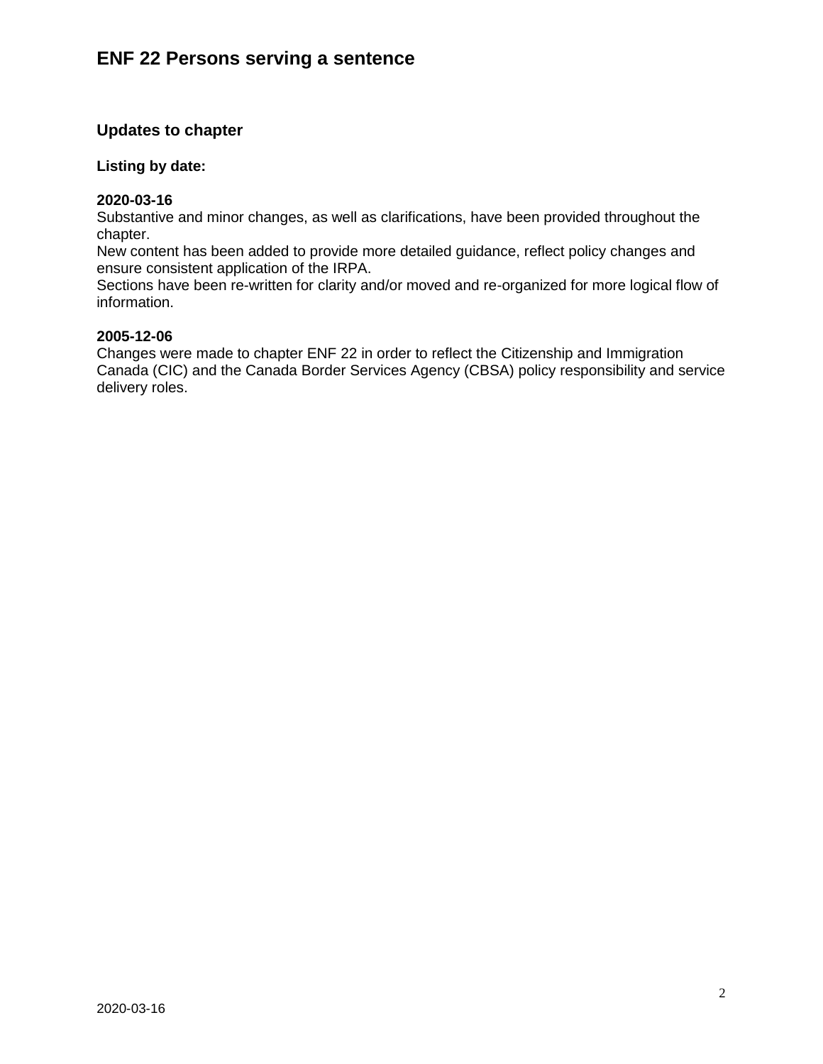# ENF 22 Persons serving a sentence

## Updates to chapter

**Listing by date:**

**2020-03-16**

Substantive and minor changes, as well as clarifications, have been provided throughout the chapter.

New content has been added to provide more detailed guidance, reflect policy changes and ensure consistent application of the IRPA.

Sections have been re-written for clarity and/or moved and re-organized for more logical flow of information.

**2005-12-06**

Changes were made to chapter ENF 22 in order to reflect the Citizenship and Immigration Canada (CIC) and the Canada Border Services Agency (CBSA) policy responsibility and service delivery roles.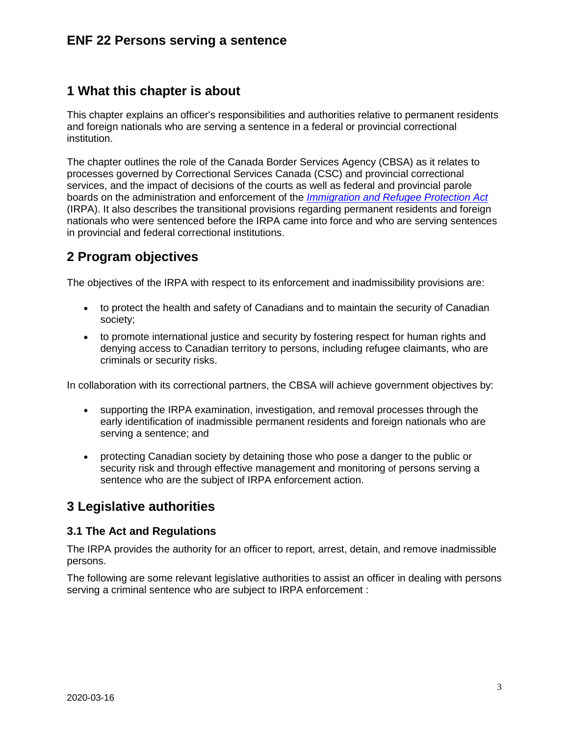# ENF 22 Persons serving a sentence

## 1 What this chapter is about

This chapter explains an officer's responsibilities and authorities relative to permanent residents and foreign nationals who are serving a sentence in a federal or provincial correctional institution.

The chapter outlines the role of the Canada Border Services Agency (CBSA) as it relates to processes governed by Correctional Services Canada (CSC) and provincial correctional services, and the impact of decisions of the courts as well as federal and provincial parole boards on the administration and enforcement of the *Immigration and Refugee Protection Act* (IRPA). It also describes the transitional provisions regarding permanent residents and foreign nationals who were sentenced before the IRPA came into force and who are serving sentences in provincial and federal correctional institutions.

## 2 Program objectives

The objectives of the IRPA with respect to its enforcement and inadmissibility provisions are:

- to protect the health and safety of Canadians and to maintain the security of Canadian society;
- to promote international justice and security by fostering respect for human rights and denying access to Canadian territory to persons, including refugee claimants, who are criminals or security risks.

In collaboration with its correctional partners, the CBSA will achieve government objectives by:

- supporting the IRPA examination, investigation, and removal processes through the early identification of inadmissible permanent residents and foreign nationals who are serving a sentence; and
- protecting Canadian society by detaining those who pose a danger to the public or security risk and through effective management and monitoring of persons serving a sentence who are the subject of IRPA enforcement action.

## 3 Legislative authorities

### 3.1 The Act and Regulations

The IRPA provides the authority for an officer to report, arrest, detain, and remove inadmissible persons.

The following are some relevant legislative authorities to assist an officer in dealing with persons serving a criminal sentence who are subject to IRPA enforcement :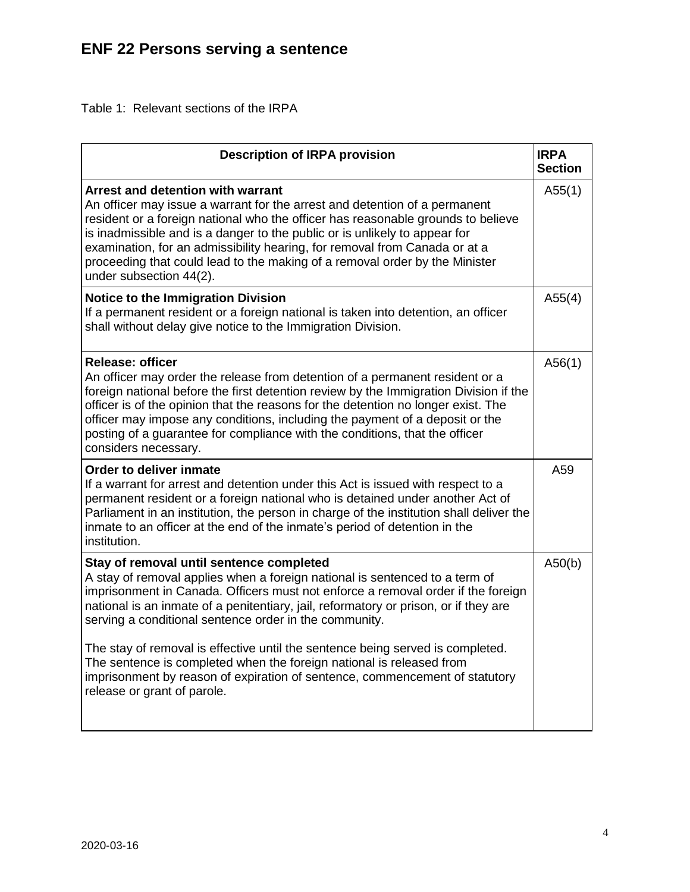# ENF 22 Persons serving a sentence

Table 1: Relevant sections of the IRPA

| Description of IRPA provision | IRPA Section |
| --- | --- |
| **Arrest and detention with warrant**<br>An officer may issue a warrant for the arrest and detention of a permanent resident or a foreign national who the officer has reasonable grounds to believe is inadmissible and is a danger to the public or is unlikely to appear for examination, for an admissibility hearing, for removal from Canada or at a proceeding that could lead to the making of a removal order by the Minister under subsection 44(2). | A55(1) |
| **Notice to the Immigration Division**<br>If a permanent resident or a foreign national is taken into detention, an officer shall without delay give notice to the Immigration Division. | A55(4) |
| **Release: officer**<br>An officer may order the release from detention of a permanent resident or a foreign national before the first detention review by the Immigration Division if the officer is of the opinion that the reasons for the detention no longer exist. The officer may impose any conditions, including the payment of a deposit or the posting of a guarantee for compliance with the conditions, that the officer considers necessary. | A56(1) |
| **Order to deliver inmate**<br>If a warrant for arrest and detention under this Act is issued with respect to a permanent resident or a foreign national who is detained under another Act of Parliament in an institution, the person in charge of the institution shall deliver the inmate to an officer at the end of the inmate's period of detention in the institution. | A59 |
| **Stay of removal until sentence completed**<br>A stay of removal applies when a foreign national is sentenced to a term of imprisonment in Canada. Officers must not enforce a removal order if the foreign national is an inmate of a penitentiary, jail, reformatory or prison, or if they are serving a conditional sentence order in the community.<br><br>The stay of removal is effective until the sentence being served is completed. The sentence is completed when the foreign national is released from imprisonment by reason of expiration of sentence, commencement of statutory release or grant of parole. | A50(b) |

2020-03-16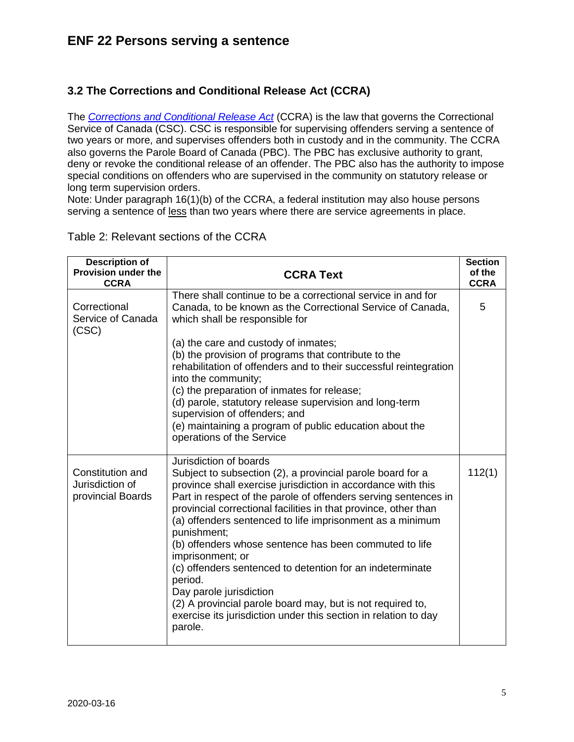## 3.2 The Corrections and Conditional Release Act (CCRA)

The *Corrections and Conditional Release Act* (CCRA) is the law that governs the Correctional Service of Canada (CSC). CSC is responsible for supervising offenders serving a sentence of two years or more, and supervises offenders both in custody and in the community. The CCRA also governs the Parole Board of Canada (PBC). The PBC has exclusive authority to grant, deny or revoke the conditional release of an offender. The PBC also has the authority to impose special conditions on offenders who are supervised in the community on statutory release or long term supervision orders.

Note: Under paragraph 16(1)(b) of the CCRA, a federal institution may also house persons serving a sentence of less than two years where there are service agreements in place.

Table 2: Relevant sections of the CCRA

| Description of Provision under the CCRA | CCRA Text | Section of the CCRA |
|---|---|---|
| Correctional Service of Canada (CSC) | There shall continue to be a correctional service in and for Canada, to be known as the Correctional Service of Canada, which shall be responsible for<br><br>(a) the care and custody of inmates;<br>(b) the provision of programs that contribute to the rehabilitation of offenders and to their successful reintegration into the community;<br>(c) the preparation of inmates for release;<br>(d) parole, statutory release supervision and long-term supervision of offenders; and<br>(e) maintaining a program of public education about the operations of the Service | 5 |
| Constitution and Jurisdiction of provincial Boards | Jurisdiction of boards<br>Subject to subsection (2), a provincial parole board for a province shall exercise jurisdiction in accordance with this Part in respect of the parole of offenders serving sentences in provincial correctional facilities in that province, other than<br>(a) offenders sentenced to life imprisonment as a minimum punishment;<br>(b) offenders whose sentence has been commuted to life imprisonment; or<br>(c) offenders sentenced to detention for an indeterminate period.<br>Day parole jurisdiction<br>(2) A provincial parole board may, but is not required to, exercise its jurisdiction under this section in relation to day parole. | 112(1) |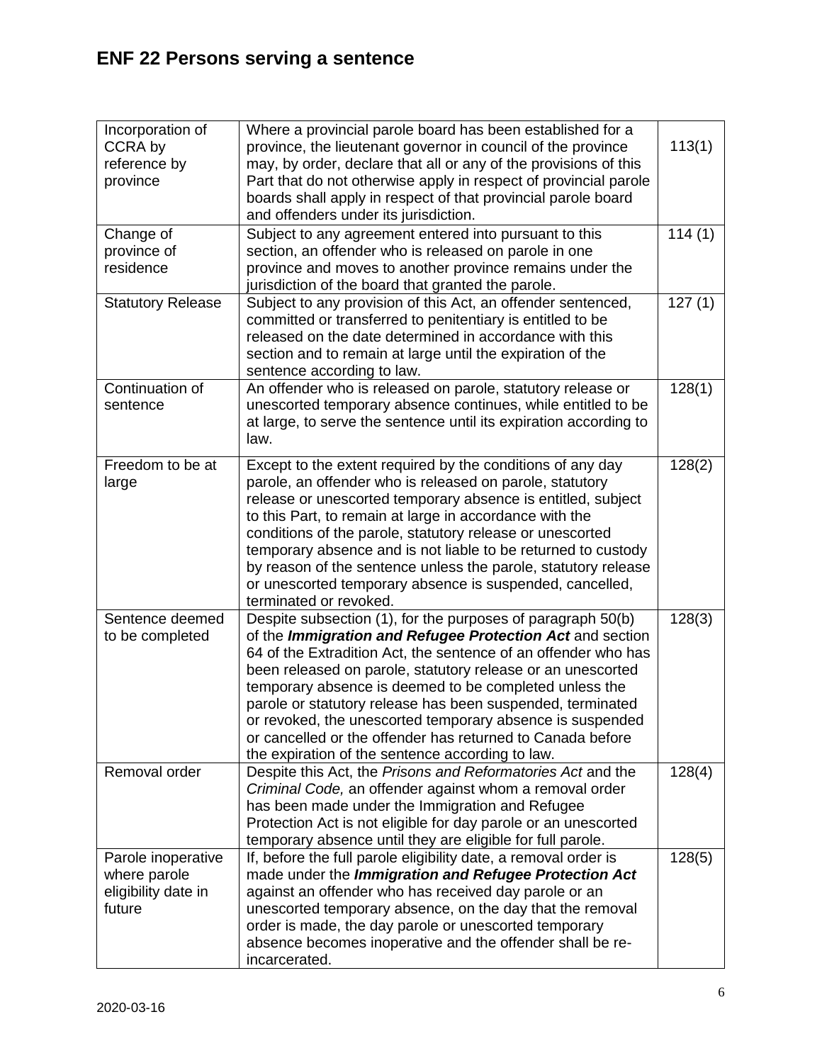| Incorporation of CCRA by reference by province | Where a provincial parole board has been established for a province, the lieutenant governor in council of the province may, by order, declare that all or any of the provisions of this Part that do not otherwise apply in respect of provincial parole boards shall apply in respect of that provincial parole board and offenders under its jurisdiction. | 113(1) |
|---|---|---|
| Change of province of residence | Subject to any agreement entered into pursuant to this section, an offender who is released on parole in one province and moves to another province remains under the jurisdiction of the board that granted the parole. | 114 (1) |
| Statutory Release | Subject to any provision of this Act, an offender sentenced, committed or transferred to penitentiary is entitled to be released on the date determined in accordance with this section and to remain at large until the expiration of the sentence according to law. | 127 (1) |
| Continuation of sentence | An offender who is released on parole, statutory release or unescorted temporary absence continues, while entitled to be at large, to serve the sentence until its expiration according to law. | 128(1) |
| Freedom to be at large | Except to the extent required by the conditions of any day parole, an offender who is released on parole, statutory release or unescorted temporary absence is entitled, subject to this Part, to remain at large in accordance with the conditions of the parole, statutory release or unescorted temporary absence and is not liable to be returned to custody by reason of the sentence unless the parole, statutory release or unescorted temporary absence is suspended, cancelled, terminated or revoked. | 128(2) |
| Sentence deemed to be completed | Despite subsection (1), for the purposes of paragraph 50(b) of the ***Immigration and Refugee Protection Act*** and section 64 of the Extradition Act, the sentence of an offender who has been released on parole, statutory release or an unescorted temporary absence is deemed to be completed unless the parole or statutory release has been suspended, terminated or revoked, the unescorted temporary absence is suspended or cancelled or the offender has returned to Canada before the expiration of the sentence according to law. | 128(3) |
| Removal order | Despite this Act, the *Prisons and Reformatories Act* and the *Criminal Code,* an offender against whom a removal order has been made under the Immigration and Refugee Protection Act is not eligible for day parole or an unescorted temporary absence until they are eligible for full parole. | 128(4) |
| Parole inoperative where parole eligibility date in future | If, before the full parole eligibility date, a removal order is made under the ***Immigration and Refugee Protection Act*** against an offender who has received day parole or an unescorted temporary absence, on the day that the removal order is made, the day parole or unescorted temporary absence becomes inoperative and the offender shall be re-incarcerated. | 128(5) |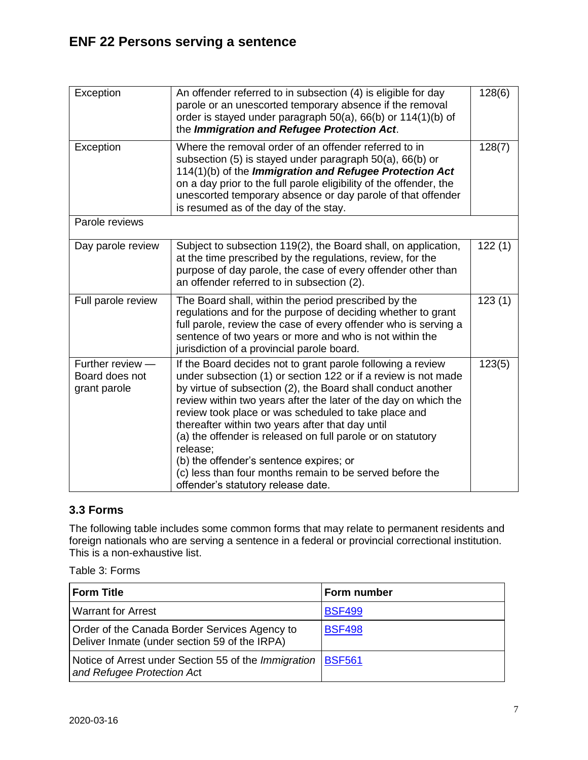| Exception | An offender referred to in subsection (4) is eligible for day parole or an unescorted temporary absence if the removal order is stayed under paragraph 50(a), 66(b) or 114(1)(b) of the ***Immigration and Refugee Protection Act***. | 128(6) |
|---|---|---|
| Exception | Where the removal order of an offender referred to in subsection (5) is stayed under paragraph 50(a), 66(b) or 114(1)(b) of the ***Immigration and Refugee Protection Act*** on a day prior to the full parole eligibility of the offender, the unescorted temporary absence or day parole of that offender is resumed as of the day of the stay. | 128(7) |
| Parole reviews | | |
| Day parole review | Subject to subsection 119(2), the Board shall, on application, at the time prescribed by the regulations, review, for the purpose of day parole, the case of every offender other than an offender referred to in subsection (2). | 122 (1) |
| Full parole review | The Board shall, within the period prescribed by the regulations and for the purpose of deciding whether to grant full parole, review the case of every offender who is serving a sentence of two years or more and who is not within the jurisdiction of a provincial parole board. | 123 (1) |
| Further review — Board does not grant parole | If the Board decides not to grant parole following a review under subsection (1) or section 122 or if a review is not made by virtue of subsection (2), the Board shall conduct another review within two years after the later of the day on which the review took place or was scheduled to take place and thereafter within two years after that day until<br>(a) the offender is released on full parole or on statutory release;<br>(b) the offender's sentence expires; or<br>(c) less than four months remain to be served before the offender's statutory release date. | 123(5) |

### 3.3 Forms

The following table includes some common forms that may relate to permanent residents and foreign nationals who are serving a sentence in a federal or provincial correctional institution. This is a non-exhaustive list.

Table 3: Forms

| Form Title | Form number |
|---|---|
| Warrant for Arrest | BSF499 |
| Order of the Canada Border Services Agency to Deliver Inmate (under section 59 of the IRPA) | BSF498 |
| Notice of Arrest under Section 55 of the *Immigration and Refugee Protection Act* | BSF561 |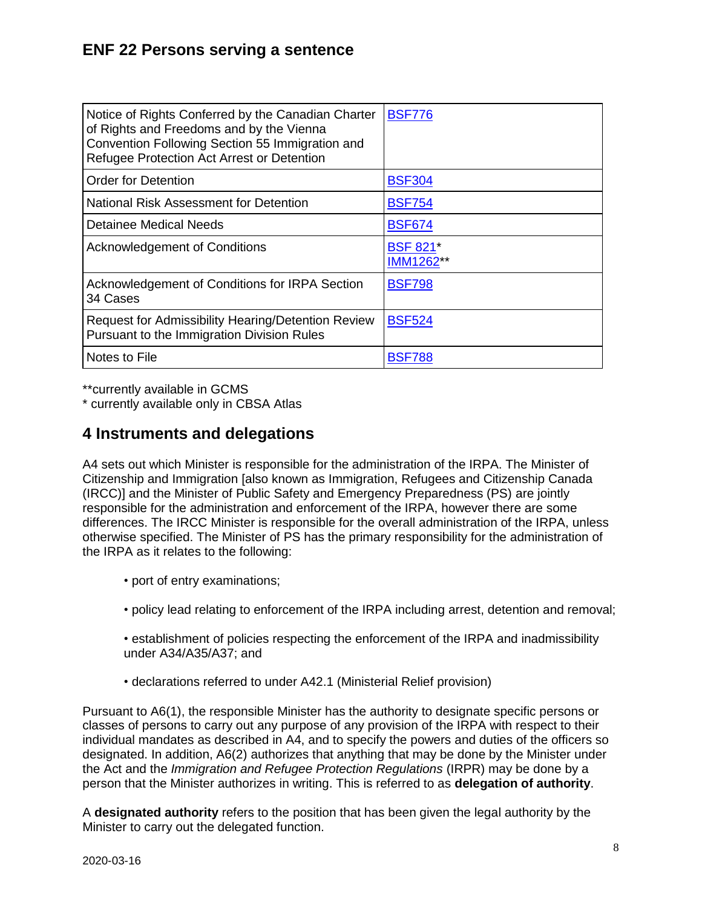| Notice of Rights Conferred by the Canadian Charter of Rights and Freedoms and by the Vienna Convention Following Section 55 Immigration and Refugee Protection Act Arrest or Detention | BSF776 |
|---|---|
| Order for Detention | BSF304 |
| National Risk Assessment for Detention | BSF754 |
| Detainee Medical Needs | BSF674 |
| Acknowledgement of Conditions | BSF 821* IMM1262** |
| Acknowledgement of Conditions for IRPA Section 34 Cases | BSF798 |
| Request for Admissibility Hearing/Detention Review Pursuant to the Immigration Division Rules | BSF524 |
| Notes to File | BSF788 |

**currently available in GCMS

* currently available only in CBSA Atlas

## 4 Instruments and delegations

A4 sets out which Minister is responsible for the administration of the IRPA. The Minister of Citizenship and Immigration [also known as Immigration, Refugees and Citizenship Canada (IRCC)] and the Minister of Public Safety and Emergency Preparedness (PS) are jointly responsible for the administration and enforcement of the IRPA, however there are some differences. The IRCC Minister is responsible for the overall administration of the IRPA, unless otherwise specified. The Minister of PS has the primary responsibility for the administration of the IRPA as it relates to the following:

- port of entry examinations;
- policy lead relating to enforcement of the IRPA including arrest, detention and removal;
- establishment of policies respecting the enforcement of the IRPA and inadmissibility under A34/A35/A37; and
- declarations referred to under A42.1 (Ministerial Relief provision)

Pursuant to A6(1), the responsible Minister has the authority to designate specific persons or classes of persons to carry out any purpose of any provision of the IRPA with respect to their individual mandates as described in A4, and to specify the powers and duties of the officers so designated. In addition, A6(2) authorizes that anything that may be done by the Minister under the Act and the *Immigration and Refugee Protection Regulations* (IRPR) may be done by a person that the Minister authorizes in writing. This is referred to as **delegation of authority**.

A **designated authority** refers to the position that has been given the legal authority by the Minister to carry out the delegated function.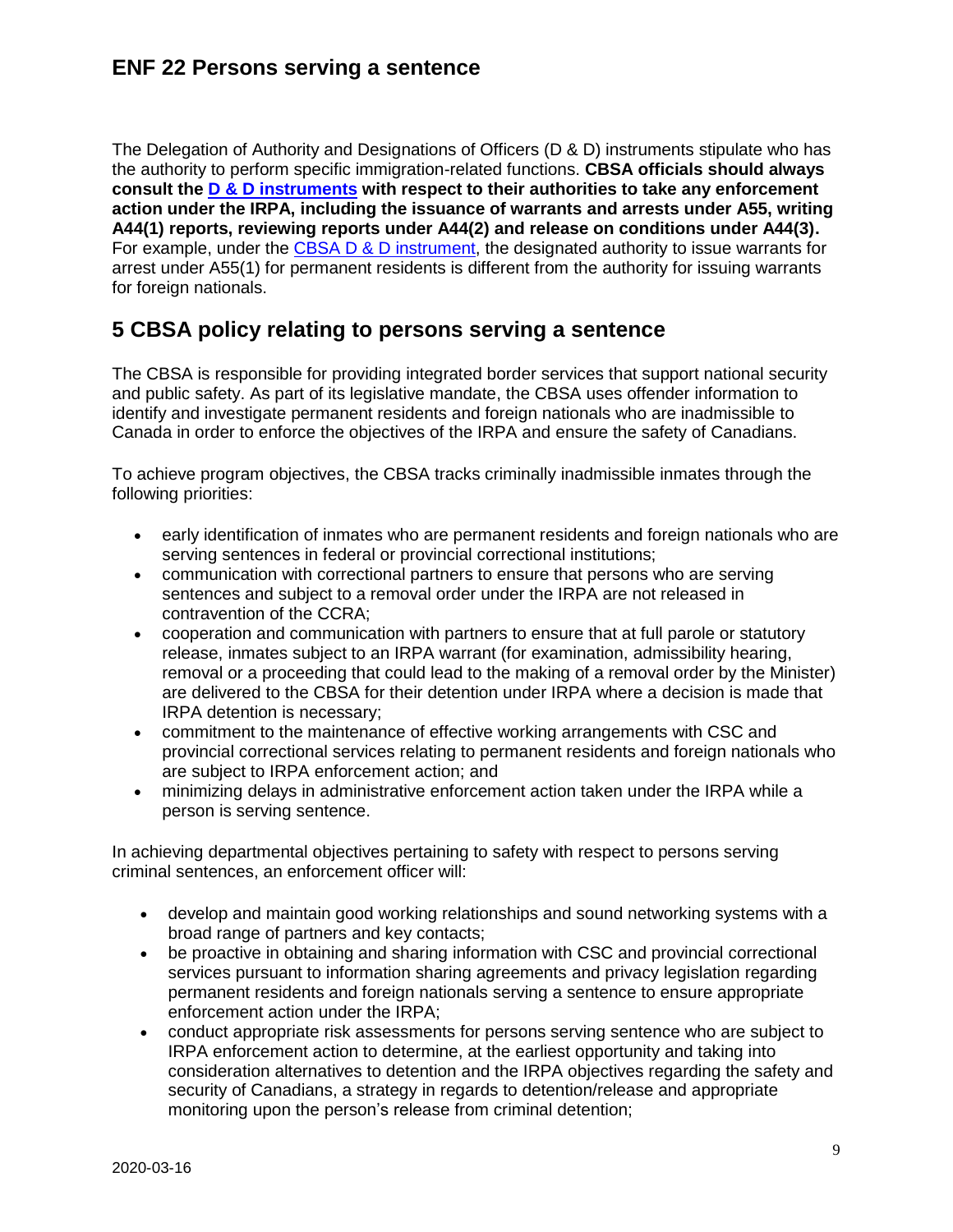The Delegation of Authority and Designations of Officers (D & D) instruments stipulate who has the authority to perform specific immigration-related functions. **CBSA officials should always consult the [D & D instruments](#) with respect to their authorities to take any enforcement action under the IRPA, including the issuance of warrants and arrests under A55, writing A44(1) reports, reviewing reports under A44(2) and release on conditions under A44(3).** For example, under the [CBSA D & D instrument](#), the designated authority to issue warrants for arrest under A55(1) for permanent residents is different from the authority for issuing warrants for foreign nationals.

## 5 CBSA policy relating to persons serving a sentence

The CBSA is responsible for providing integrated border services that support national security and public safety. As part of its legislative mandate, the CBSA uses offender information to identify and investigate permanent residents and foreign nationals who are inadmissible to Canada in order to enforce the objectives of the IRPA and ensure the safety of Canadians.

To achieve program objectives, the CBSA tracks criminally inadmissible inmates through the following priorities:

- early identification of inmates who are permanent residents and foreign nationals who are serving sentences in federal or provincial correctional institutions;
- communication with correctional partners to ensure that persons who are serving sentences and subject to a removal order under the IRPA are not released in contravention of the CCRA;
- cooperation and communication with partners to ensure that at full parole or statutory release, inmates subject to an IRPA warrant (for examination, admissibility hearing, removal or a proceeding that could lead to the making of a removal order by the Minister) are delivered to the CBSA for their detention under IRPA where a decision is made that IRPA detention is necessary;
- commitment to the maintenance of effective working arrangements with CSC and provincial correctional services relating to permanent residents and foreign nationals who are subject to IRPA enforcement action; and
- minimizing delays in administrative enforcement action taken under the IRPA while a person is serving sentence.

In achieving departmental objectives pertaining to safety with respect to persons serving criminal sentences, an enforcement officer will:

- develop and maintain good working relationships and sound networking systems with a broad range of partners and key contacts;
- be proactive in obtaining and sharing information with CSC and provincial correctional services pursuant to information sharing agreements and privacy legislation regarding permanent residents and foreign nationals serving a sentence to ensure appropriate enforcement action under the IRPA;
- conduct appropriate risk assessments for persons serving sentence who are subject to IRPA enforcement action to determine, at the earliest opportunity and taking into consideration alternatives to detention and the IRPA objectives regarding the safety and security of Canadians, a strategy in regards to detention/release and appropriate monitoring upon the person's release from criminal detention;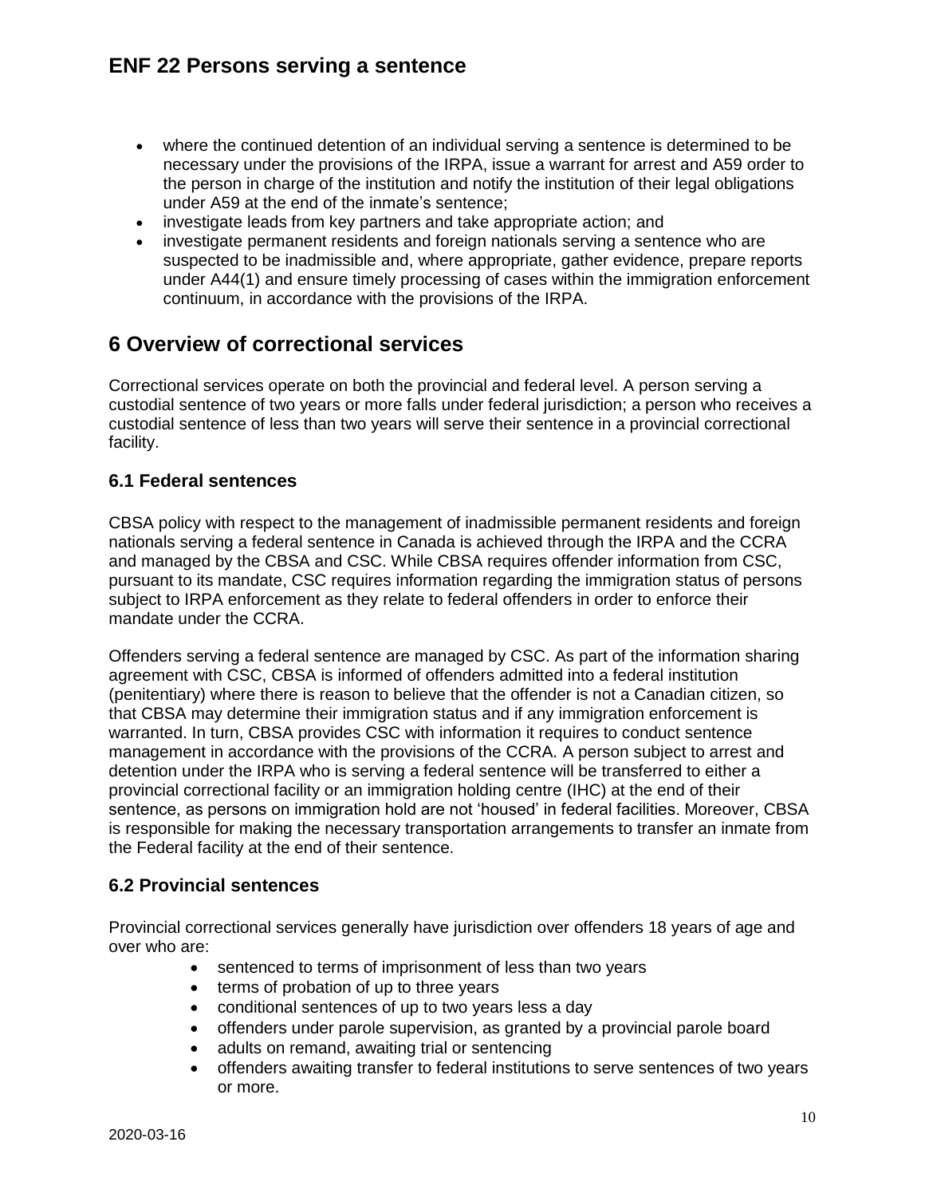- where the continued detention of an individual serving a sentence is determined to be necessary under the provisions of the IRPA, issue a warrant for arrest and A59 order to the person in charge of the institution and notify the institution of their legal obligations under A59 at the end of the inmate's sentence;
- investigate leads from key partners and take appropriate action; and
- investigate permanent residents and foreign nationals serving a sentence who are suspected to be inadmissible and, where appropriate, gather evidence, prepare reports under A44(1) and ensure timely processing of cases within the immigration enforcement continuum, in accordance with the provisions of the IRPA.

## 6 Overview of correctional services

Correctional services operate on both the provincial and federal level. A person serving a custodial sentence of two years or more falls under federal jurisdiction; a person who receives a custodial sentence of less than two years will serve their sentence in a provincial correctional facility.

### 6.1 Federal sentences

CBSA policy with respect to the management of inadmissible permanent residents and foreign nationals serving a federal sentence in Canada is achieved through the IRPA and the CCRA and managed by the CBSA and CSC. While CBSA requires offender information from CSC, pursuant to its mandate, CSC requires information regarding the immigration status of persons subject to IRPA enforcement as they relate to federal offenders in order to enforce their mandate under the CCRA.

Offenders serving a federal sentence are managed by CSC. As part of the information sharing agreement with CSC, CBSA is informed of offenders admitted into a federal institution (penitentiary) where there is reason to believe that the offender is not a Canadian citizen, so that CBSA may determine their immigration status and if any immigration enforcement is warranted. In turn, CBSA provides CSC with information it requires to conduct sentence management in accordance with the provisions of the CCRA. A person subject to arrest and detention under the IRPA who is serving a federal sentence will be transferred to either a provincial correctional facility or an immigration holding centre (IHC) at the end of their sentence, as persons on immigration hold are not 'housed' in federal facilities. Moreover, CBSA is responsible for making the necessary transportation arrangements to transfer an inmate from the Federal facility at the end of their sentence.

### 6.2 Provincial sentences

Provincial correctional services generally have jurisdiction over offenders 18 years of age and over who are:

- sentenced to terms of imprisonment of less than two years
- terms of probation of up to three years
- conditional sentences of up to two years less a day
- offenders under parole supervision, as granted by a provincial parole board
- adults on remand, awaiting trial or sentencing
- offenders awaiting transfer to federal institutions to serve sentences of two years or more.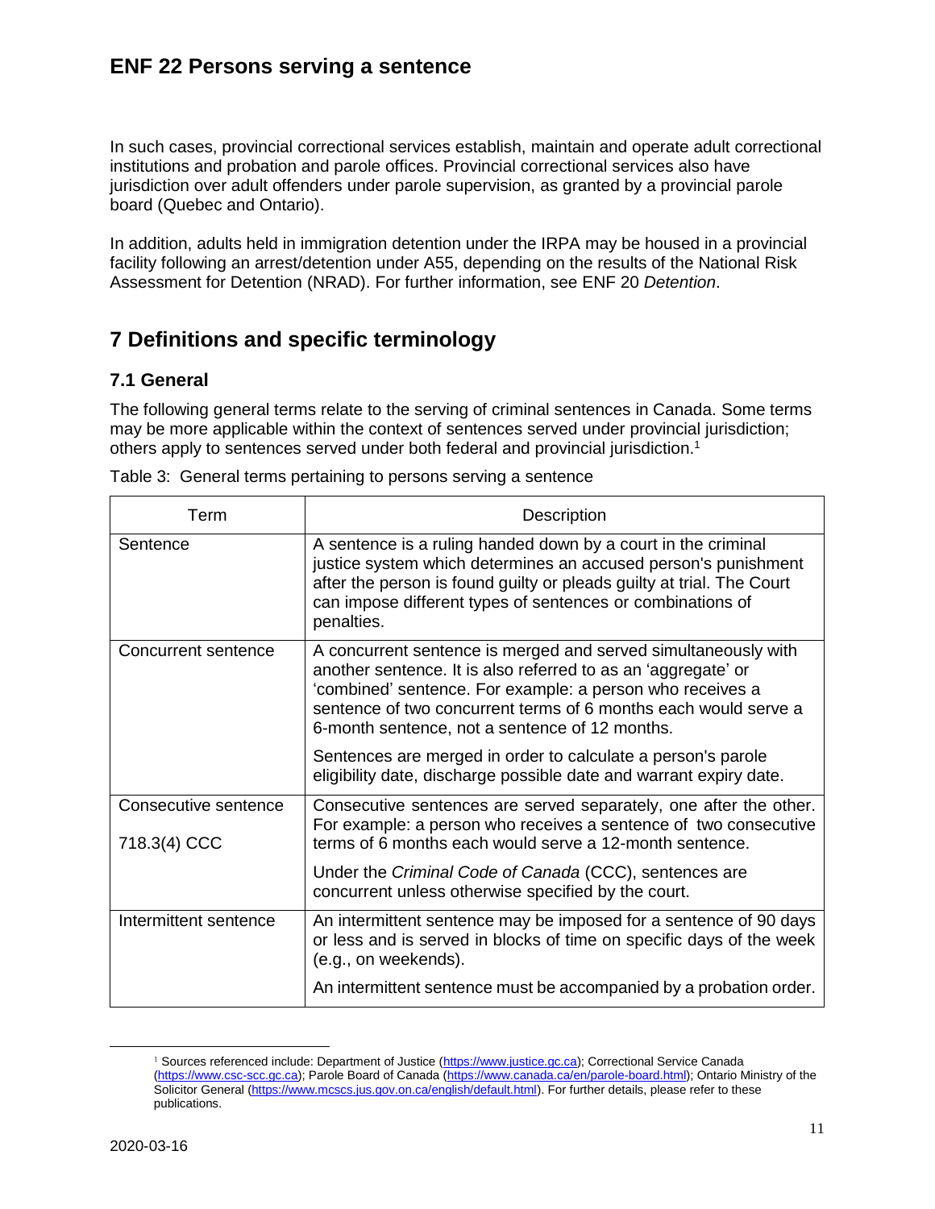In such cases, provincial correctional services establish, maintain and operate adult correctional institutions and probation and parole offices. Provincial correctional services also have jurisdiction over adult offenders under parole supervision, as granted by a provincial parole board (Quebec and Ontario).

In addition, adults held in immigration detention under the IRPA may be housed in a provincial facility following an arrest/detention under A55, depending on the results of the National Risk Assessment for Detention (NRAD). For further information, see ENF 20 *Detention*.

# 7 Definitions and specific terminology

## 7.1 General

The following general terms relate to the serving of criminal sentences in Canada. Some terms may be more applicable within the context of sentences served under provincial jurisdiction; others apply to sentences served under both federal and provincial jurisdiction.[1]

Table 3: General terms pertaining to persons serving a sentence

| Term | Description |
|---|---|
| Sentence | A sentence is a ruling handed down by a court in the criminal justice system which determines an accused person's punishment after the person is found guilty or pleads guilty at trial. The Court can impose different types of sentences or combinations of penalties. |
| Concurrent sentence | A concurrent sentence is merged and served simultaneously with another sentence. It is also referred to as an 'aggregate' or 'combined' sentence. For example: a person who receives a sentence of two concurrent terms of 6 months each would serve a 6-month sentence, not a sentence of 12 months.<br><br>Sentences are merged in order to calculate a person's parole eligibility date, discharge possible date and warrant expiry date. |
| Consecutive sentence<br><br>718.3(4) CCC | Consecutive sentences are served separately, one after the other. For example: a person who receives a sentence of two consecutive terms of 6 months each would serve a 12-month sentence.<br><br>Under the *Criminal Code of Canada* (CCC), sentences are concurrent unless otherwise specified by the court. |
| Intermittent sentence | An intermittent sentence may be imposed for a sentence of 90 days or less and is served in blocks of time on specific days of the week (e.g., on weekends).<br><br>An intermittent sentence must be accompanied by a probation order. |

[1] Sources referenced include: Department of Justice (https://www.justice.gc.ca); Correctional Service Canada (https://www.csc-scc.gc.ca); Parole Board of Canada (https://www.canada.ca/en/parole-board.html); Ontario Ministry of the Solicitor General (https://www.mcscs.jus.gov.on.ca/english/default.html). For further details, please refer to these publications.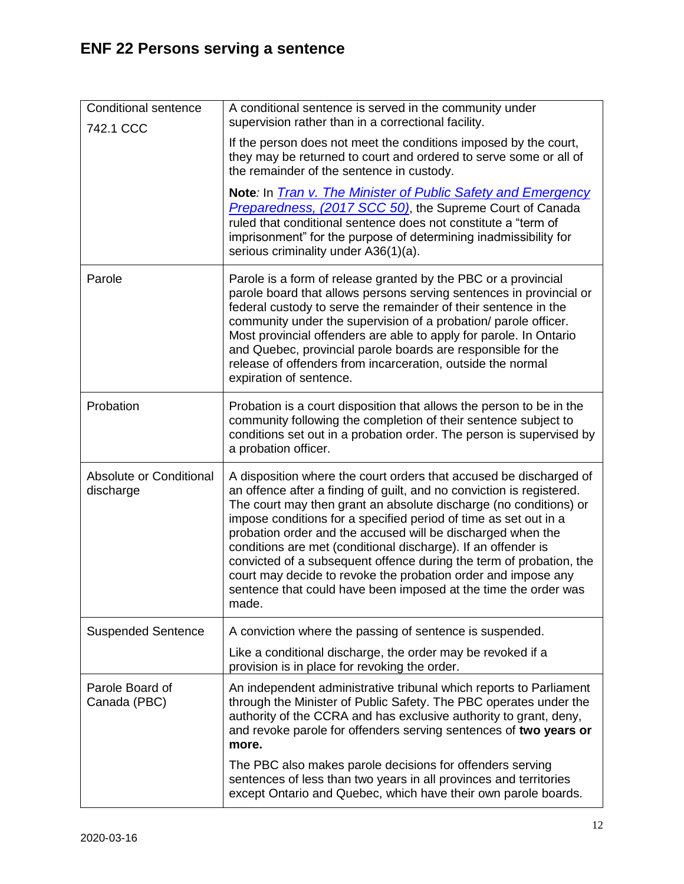| Conditional sentence 742.1 CCC | A conditional sentence is served in the community under supervision rather than in a correctional facility.<br><br>If the person does not meet the conditions imposed by the court, they may be returned to court and ordered to serve some or all of the remainder of the sentence in custody.<br><br>**Note***:* In *Tran v. The Minister of Public Safety and Emergency Preparedness, (2017 SCC 50)*, the Supreme Court of Canada ruled that conditional sentence does not constitute a "term of imprisonment" for the purpose of determining inadmissibility for serious criminality under A36(1)(a). |
|---|---|
| Parole | Parole is a form of release granted by the PBC or a provincial parole board that allows persons serving sentences in provincial or federal custody to serve the remainder of their sentence in the community under the supervision of a probation/ parole officer. Most provincial offenders are able to apply for parole. In Ontario and Quebec, provincial parole boards are responsible for the release of offenders from incarceration, outside the normal expiration of sentence. |
| Probation | Probation is a court disposition that allows the person to be in the community following the completion of their sentence subject to conditions set out in a probation order. The person is supervised by a probation officer. |
| Absolute or Conditional discharge | A disposition where the court orders that accused be discharged of an offence after a finding of guilt, and no conviction is registered. The court may then grant an absolute discharge (no conditions) or impose conditions for a specified period of time as set out in a probation order and the accused will be discharged when the conditions are met (conditional discharge). If an offender is convicted of a subsequent offence during the term of probation, the court may decide to revoke the probation order and impose any sentence that could have been imposed at the time the order was made. |
| Suspended Sentence | A conviction where the passing of sentence is suspended.<br><br>Like a conditional discharge, the order may be revoked if a provision is in place for revoking the order. |
| Parole Board of Canada (PBC) | An independent administrative tribunal which reports to Parliament through the Minister of Public Safety. The PBC operates under the authority of the CCRA and has exclusive authority to grant, deny, and revoke parole for offenders serving sentences of **two years or more.**<br><br>The PBC also makes parole decisions for offenders serving sentences of less than two years in all provinces and territories except Ontario and Quebec, which have their own parole boards. |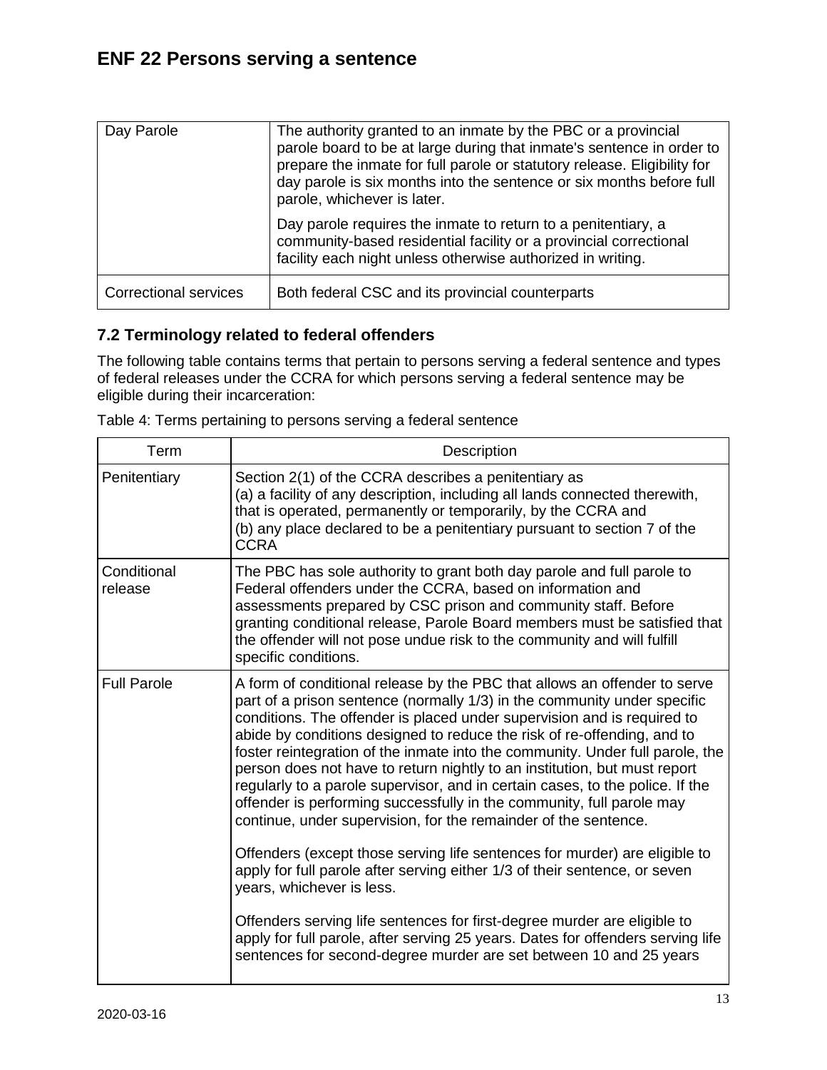| Day Parole | The authority granted to an inmate by the PBC or a provincial parole board to be at large during that inmate's sentence in order to prepare the inmate for full parole or statutory release. Eligibility for day parole is six months into the sentence or six months before full parole, whichever is later.<br><br>Day parole requires the inmate to return to a penitentiary, a community-based residential facility or a provincial correctional facility each night unless otherwise authorized in writing. |
|---|---|
| Correctional services | Both federal CSC and its provincial counterparts |

### 7.2 Terminology related to federal offenders

The following table contains terms that pertain to persons serving a federal sentence and types of federal releases under the CCRA for which persons serving a federal sentence may be eligible during their incarceration:

Table 4: Terms pertaining to persons serving a federal sentence

| Term | Description |
|---|---|
| Penitentiary | Section 2(1) of the CCRA describes a penitentiary as<br>(a) a facility of any description, including all lands connected therewith, that is operated, permanently or temporarily, by the CCRA and<br>(b) any place declared to be a penitentiary pursuant to section 7 of the CCRA |
| Conditional release | The PBC has sole authority to grant both day parole and full parole to Federal offenders under the CCRA, based on information and assessments prepared by CSC prison and community staff. Before granting conditional release, Parole Board members must be satisfied that the offender will not pose undue risk to the community and will fulfill specific conditions. |
| Full Parole | A form of conditional release by the PBC that allows an offender to serve part of a prison sentence (normally 1/3) in the community under specific conditions. The offender is placed under supervision and is required to abide by conditions designed to reduce the risk of re-offending, and to foster reintegration of the inmate into the community. Under full parole, the person does not have to return nightly to an institution, but must report regularly to a parole supervisor, and in certain cases, to the police. If the offender is performing successfully in the community, full parole may continue, under supervision, for the remainder of the sentence.<br><br>Offenders (except those serving life sentences for murder) are eligible to apply for full parole after serving either 1/3 of their sentence, or seven years, whichever is less.<br><br>Offenders serving life sentences for first-degree murder are eligible to apply for full parole, after serving 25 years. Dates for offenders serving life sentences for second-degree murder are set between 10 and 25 years |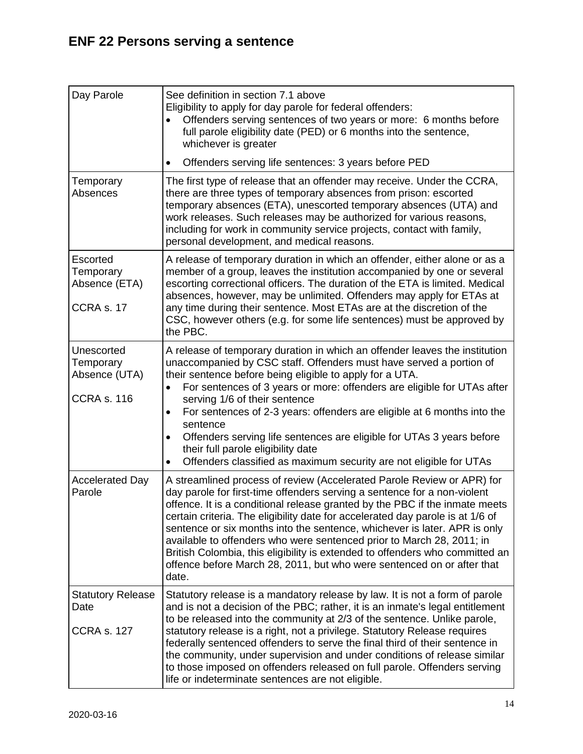## ENF 22 Persons serving a sentence

| | |
|---|---|
| Day Parole | See definition in section 7.1 above<br>Eligibility to apply for day parole for federal offenders:<br>• Offenders serving sentences of two years or more: 6 months before full parole eligibility date (PED) or 6 months into the sentence, whichever is greater<br>• Offenders serving life sentences: 3 years before PED |
| Temporary Absences | The first type of release that an offender may receive. Under the CCRA, there are three types of temporary absences from prison: escorted temporary absences (ETA), unescorted temporary absences (UTA) and work releases. Such releases may be authorized for various reasons, including for work in community service projects, contact with family, personal development, and medical reasons. |
| Escorted Temporary Absence (ETA)<br><br>CCRA s. 17 | A release of temporary duration in which an offender, either alone or as a member of a group, leaves the institution accompanied by one or several escorting correctional officers. The duration of the ETA is limited. Medical absences, however, may be unlimited. Offenders may apply for ETAs at any time during their sentence. Most ETAs are at the discretion of the CSC, however others (e.g. for some life sentences) must be approved by the PBC. |
| Unescorted Temporary Absence (UTA)<br><br>CCRA s. 116 | A release of temporary duration in which an offender leaves the institution unaccompanied by CSC staff. Offenders must have served a portion of their sentence before being eligible to apply for a UTA.<br>• For sentences of 3 years or more: offenders are eligible for UTAs after serving 1/6 of their sentence<br>• For sentences of 2-3 years: offenders are eligible at 6 months into the sentence<br>• Offenders serving life sentences are eligible for UTAs 3 years before their full parole eligibility date<br>• Offenders classified as maximum security are not eligible for UTAs |
| Accelerated Day Parole | A streamlined process of review (Accelerated Parole Review or APR) for day parole for first-time offenders serving a sentence for a non-violent offence. It is a conditional release granted by the PBC if the inmate meets certain criteria. The eligibility date for accelerated day parole is at 1/6 of sentence or six months into the sentence, whichever is later. APR is only available to offenders who were sentenced prior to March 28, 2011; in British Colombia, this eligibility is extended to offenders who committed an offence before March 28, 2011, but who were sentenced on or after that date. |
| Statutory Release Date<br><br>CCRA s. 127 | Statutory release is a mandatory release by law. It is not a form of parole and is not a decision of the PBC; rather, it is an inmate's legal entitlement to be released into the community at 2/3 of the sentence. Unlike parole, statutory release is a right, not a privilege. Statutory Release requires federally sentenced offenders to serve the final third of their sentence in the community, under supervision and under conditions of release similar to those imposed on offenders released on full parole. Offenders serving life or indeterminate sentences are not eligible. |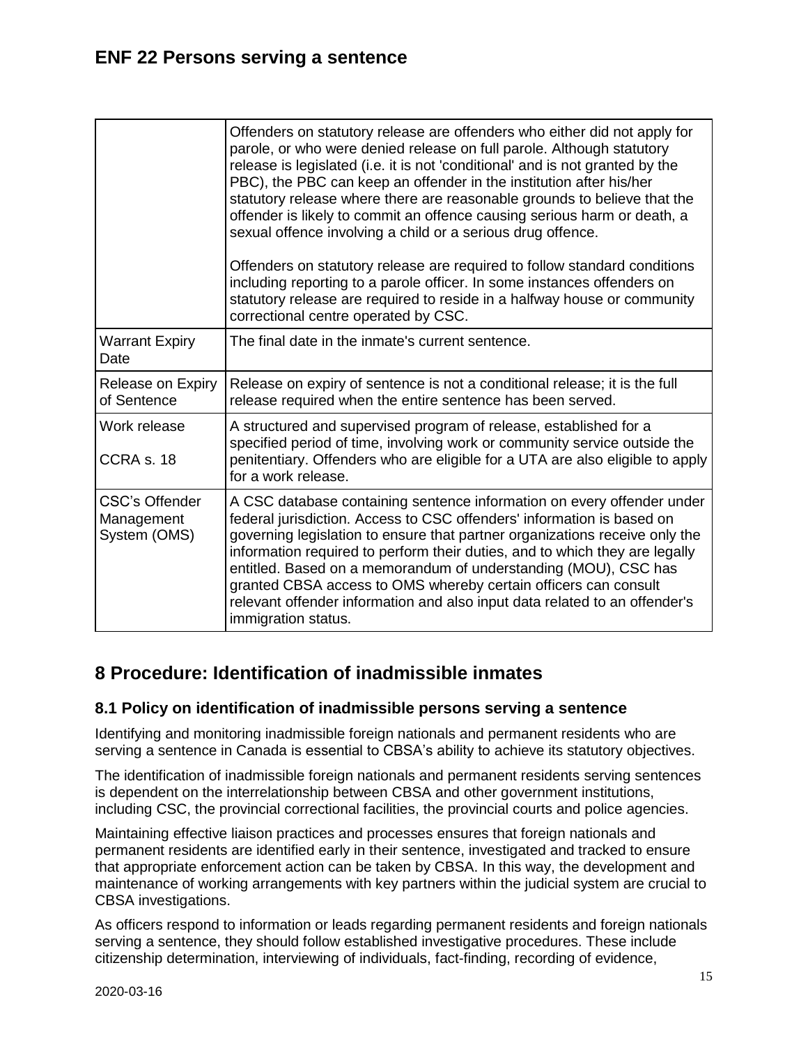| | |
|---|---|
| | Offenders on statutory release are offenders who either did not apply for parole, or who were denied release on full parole. Although statutory release is legislated (i.e. it is not 'conditional' and is not granted by the PBC), the PBC can keep an offender in the institution after his/her statutory release where there are reasonable grounds to believe that the offender is likely to commit an offence causing serious harm or death, a sexual offence involving a child or a serious drug offence.<br><br>Offenders on statutory release are required to follow standard conditions including reporting to a parole officer. In some instances offenders on statutory release are required to reside in a halfway house or community correctional centre operated by CSC. |
| Warrant Expiry Date | The final date in the inmate's current sentence. |
| Release on Expiry of Sentence | Release on expiry of sentence is not a conditional release; it is the full release required when the entire sentence has been served. |
| Work release<br><br>CCRA s. 18 | A structured and supervised program of release, established for a specified period of time, involving work or community service outside the penitentiary. Offenders who are eligible for a UTA are also eligible to apply for a work release. |
| CSC's Offender Management System (OMS) | A CSC database containing sentence information on every offender under federal jurisdiction. Access to CSC offenders' information is based on governing legislation to ensure that partner organizations receive only the information required to perform their duties, and to which they are legally entitled. Based on a memorandum of understanding (MOU), CSC has granted CBSA access to OMS whereby certain officers can consult relevant offender information and also input data related to an offender's immigration status. |

## 8 Procedure: Identification of inadmissible inmates

### 8.1 Policy on identification of inadmissible persons serving a sentence

Identifying and monitoring inadmissible foreign nationals and permanent residents who are serving a sentence in Canada is essential to CBSA's ability to achieve its statutory objectives.

The identification of inadmissible foreign nationals and permanent residents serving sentences is dependent on the interrelationship between CBSA and other government institutions, including CSC, the provincial correctional facilities, the provincial courts and police agencies.

Maintaining effective liaison practices and processes ensures that foreign nationals and permanent residents are identified early in their sentence, investigated and tracked to ensure that appropriate enforcement action can be taken by CBSA. In this way, the development and maintenance of working arrangements with key partners within the judicial system are crucial to CBSA investigations.

As officers respond to information or leads regarding permanent residents and foreign nationals serving a sentence, they should follow established investigative procedures. These include citizenship determination, interviewing of individuals, fact-finding, recording of evidence,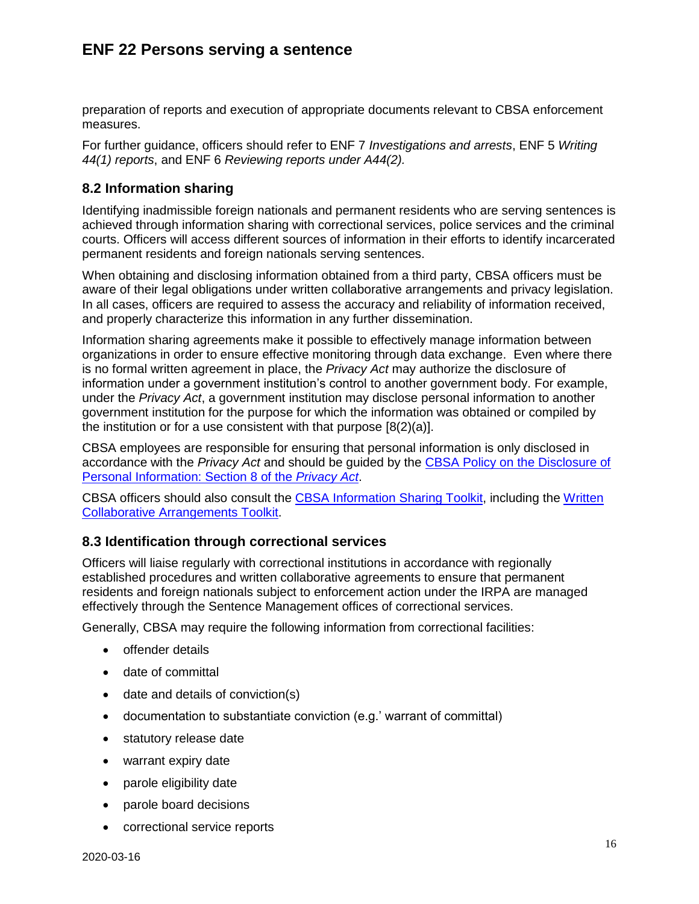preparation of reports and execution of appropriate documents relevant to CBSA enforcement measures.

For further guidance, officers should refer to ENF 7 *Investigations and arrests*, ENF 5 *Writing 44(1) reports*, and ENF 6 *Reviewing reports under A44(2).*

## 8.2 Information sharing

Identifying inadmissible foreign nationals and permanent residents who are serving sentences is achieved through information sharing with correctional services, police services and the criminal courts. Officers will access different sources of information in their efforts to identify incarcerated permanent residents and foreign nationals serving sentences.

When obtaining and disclosing information obtained from a third party, CBSA officers must be aware of their legal obligations under written collaborative arrangements and privacy legislation. In all cases, officers are required to assess the accuracy and reliability of information received, and properly characterize this information in any further dissemination.

Information sharing agreements make it possible to effectively manage information between organizations in order to ensure effective monitoring through data exchange. Even where there is no formal written agreement in place, the *Privacy Act* may authorize the disclosure of information under a government institution's control to another government body. For example, under the *Privacy Act*, a government institution may disclose personal information to another government institution for the purpose for which the information was obtained or compiled by the institution or for a use consistent with that purpose [8(2)(a)].

CBSA employees are responsible for ensuring that personal information is only disclosed in accordance with the *Privacy Act* and should be guided by the CBSA Policy on the Disclosure of Personal Information: Section 8 of the *Privacy Act*.

CBSA officers should also consult the CBSA Information Sharing Toolkit, including the Written Collaborative Arrangements Toolkit.

## 8.3 Identification through correctional services

Officers will liaise regularly with correctional institutions in accordance with regionally established procedures and written collaborative agreements to ensure that permanent residents and foreign nationals subject to enforcement action under the IRPA are managed effectively through the Sentence Management offices of correctional services.

Generally, CBSA may require the following information from correctional facilities:

- offender details
- date of committal
- date and details of conviction(s)
- documentation to substantiate conviction (e.g.' warrant of committal)
- statutory release date
- warrant expiry date
- parole eligibility date
- parole board decisions
- correctional service reports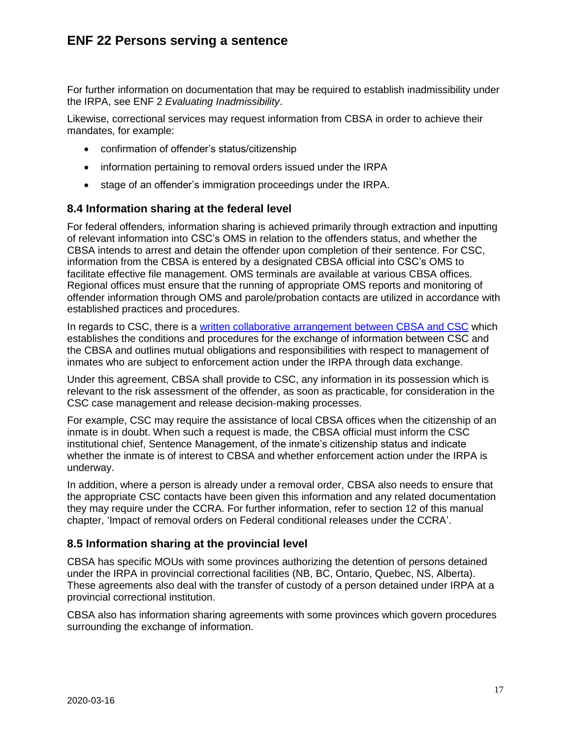For further information on documentation that may be required to establish inadmissibility under the IRPA, see ENF 2 *Evaluating Inadmissibility*.

Likewise, correctional services may request information from CBSA in order to achieve their mandates, for example:

- confirmation of offender's status/citizenship
- information pertaining to removal orders issued under the IRPA
- stage of an offender's immigration proceedings under the IRPA.

## 8.4 Information sharing at the federal level

For federal offenders, information sharing is achieved primarily through extraction and inputting of relevant information into CSC's OMS in relation to the offenders status, and whether the CBSA intends to arrest and detain the offender upon completion of their sentence. For CSC, information from the CBSA is entered by a designated CBSA official into CSC's OMS to facilitate effective file management. OMS terminals are available at various CBSA offices. Regional offices must ensure that the running of appropriate OMS reports and monitoring of offender information through OMS and parole/probation contacts are utilized in accordance with established practices and procedures.

In regards to CSC, there is a written collaborative arrangement between CBSA and CSC which establishes the conditions and procedures for the exchange of information between CSC and the CBSA and outlines mutual obligations and responsibilities with respect to management of inmates who are subject to enforcement action under the IRPA through data exchange.

Under this agreement, CBSA shall provide to CSC, any information in its possession which is relevant to the risk assessment of the offender, as soon as practicable, for consideration in the CSC case management and release decision-making processes.

For example, CSC may require the assistance of local CBSA offices when the citizenship of an inmate is in doubt. When such a request is made, the CBSA official must inform the CSC institutional chief, Sentence Management, of the inmate's citizenship status and indicate whether the inmate is of interest to CBSA and whether enforcement action under the IRPA is underway.

In addition, where a person is already under a removal order, CBSA also needs to ensure that the appropriate CSC contacts have been given this information and any related documentation they may require under the CCRA. For further information, refer to section 12 of this manual chapter, 'Impact of removal orders on Federal conditional releases under the CCRA'.

## 8.5 Information sharing at the provincial level

CBSA has specific MOUs with some provinces authorizing the detention of persons detained under the IRPA in provincial correctional facilities (NB, BC, Ontario, Quebec, NS, Alberta). These agreements also deal with the transfer of custody of a person detained under IRPA at a provincial correctional institution.

CBSA also has information sharing agreements with some provinces which govern procedures surrounding the exchange of information.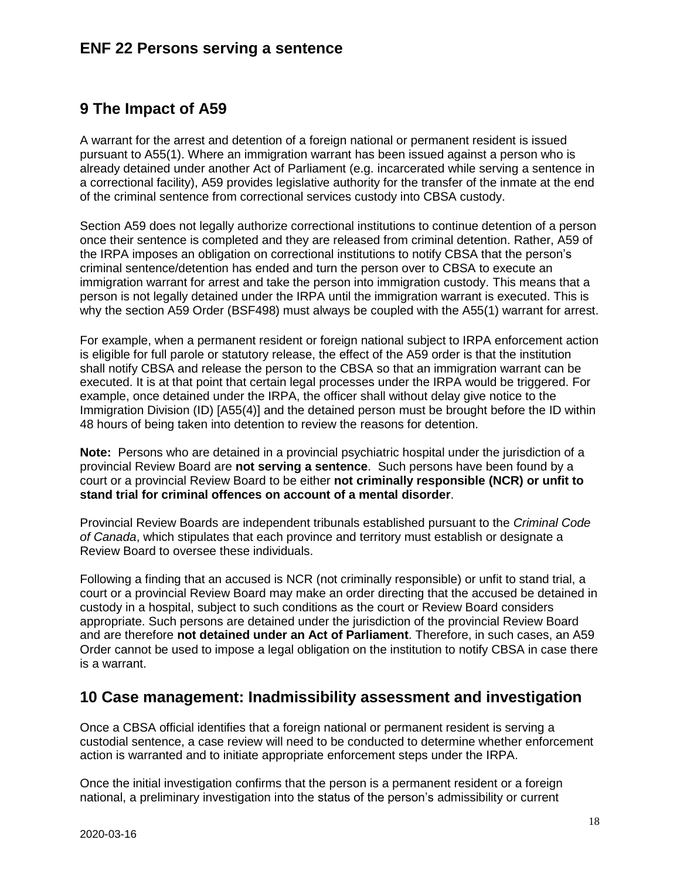## 9 The Impact of A59

A warrant for the arrest and detention of a foreign national or permanent resident is issued pursuant to A55(1). Where an immigration warrant has been issued against a person who is already detained under another Act of Parliament (e.g. incarcerated while serving a sentence in a correctional facility), A59 provides legislative authority for the transfer of the inmate at the end of the criminal sentence from correctional services custody into CBSA custody.

Section A59 does not legally authorize correctional institutions to continue detention of a person once their sentence is completed and they are released from criminal detention. Rather, A59 of the IRPA imposes an obligation on correctional institutions to notify CBSA that the person's criminal sentence/detention has ended and turn the person over to CBSA to execute an immigration warrant for arrest and take the person into immigration custody. This means that a person is not legally detained under the IRPA until the immigration warrant is executed. This is why the section A59 Order (BSF498) must always be coupled with the A55(1) warrant for arrest.

For example, when a permanent resident or foreign national subject to IRPA enforcement action is eligible for full parole or statutory release, the effect of the A59 order is that the institution shall notify CBSA and release the person to the CBSA so that an immigration warrant can be executed. It is at that point that certain legal processes under the IRPA would be triggered. For example, once detained under the IRPA, the officer shall without delay give notice to the Immigration Division (ID) [A55(4)] and the detained person must be brought before the ID within 48 hours of being taken into detention to review the reasons for detention.

**Note:** Persons who are detained in a provincial psychiatric hospital under the jurisdiction of a provincial Review Board are **not serving a sentence**. Such persons have been found by a court or a provincial Review Board to be either **not criminally responsible (NCR) or unfit to stand trial for criminal offences on account of a mental disorder**.

Provincial Review Boards are independent tribunals established pursuant to the *Criminal Code of Canada*, which stipulates that each province and territory must establish or designate a Review Board to oversee these individuals.

Following a finding that an accused is NCR (not criminally responsible) or unfit to stand trial, a court or a provincial Review Board may make an order directing that the accused be detained in custody in a hospital, subject to such conditions as the court or Review Board considers appropriate. Such persons are detained under the jurisdiction of the provincial Review Board and are therefore **not detained under an Act of Parliament**. Therefore, in such cases, an A59 Order cannot be used to impose a legal obligation on the institution to notify CBSA in case there is a warrant.

## 10 Case management: Inadmissibility assessment and investigation

Once a CBSA official identifies that a foreign national or permanent resident is serving a custodial sentence, a case review will need to be conducted to determine whether enforcement action is warranted and to initiate appropriate enforcement steps under the IRPA.

Once the initial investigation confirms that the person is a permanent resident or a foreign national, a preliminary investigation into the status of the person's admissibility or current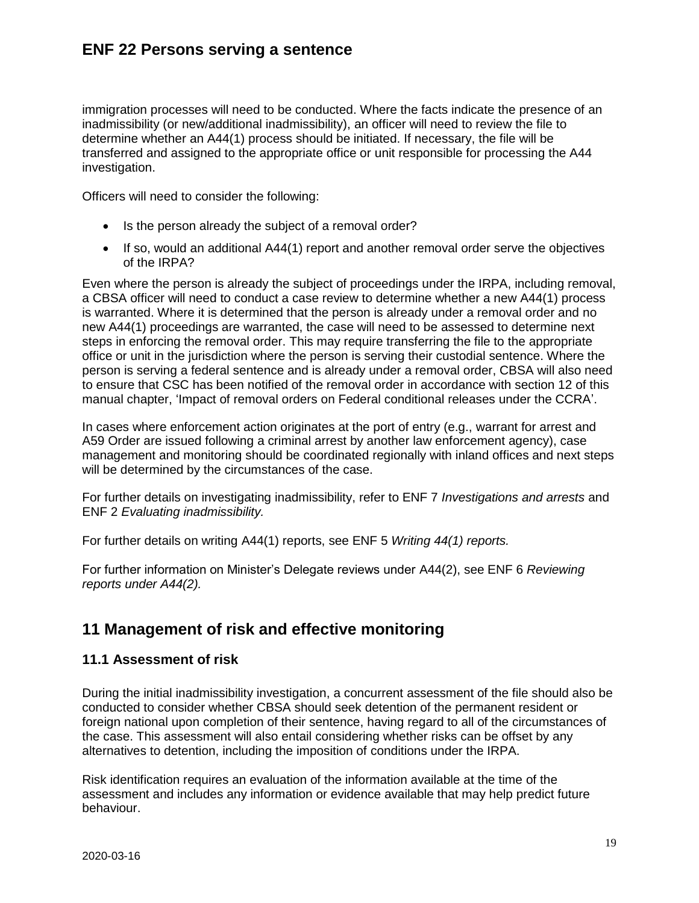immigration processes will need to be conducted. Where the facts indicate the presence of an inadmissibility (or new/additional inadmissibility), an officer will need to review the file to determine whether an A44(1) process should be initiated. If necessary, the file will be transferred and assigned to the appropriate office or unit responsible for processing the A44 investigation.

Officers will need to consider the following:

- Is the person already the subject of a removal order?
- If so, would an additional A44(1) report and another removal order serve the objectives of the IRPA?

Even where the person is already the subject of proceedings under the IRPA, including removal, a CBSA officer will need to conduct a case review to determine whether a new A44(1) process is warranted. Where it is determined that the person is already under a removal order and no new A44(1) proceedings are warranted, the case will need to be assessed to determine next steps in enforcing the removal order. This may require transferring the file to the appropriate office or unit in the jurisdiction where the person is serving their custodial sentence. Where the person is serving a federal sentence and is already under a removal order, CBSA will also need to ensure that CSC has been notified of the removal order in accordance with section 12 of this manual chapter, 'Impact of removal orders on Federal conditional releases under the CCRA'.

In cases where enforcement action originates at the port of entry (e.g., warrant for arrest and A59 Order are issued following a criminal arrest by another law enforcement agency), case management and monitoring should be coordinated regionally with inland offices and next steps will be determined by the circumstances of the case.

For further details on investigating inadmissibility, refer to ENF 7 *Investigations and arrests* and ENF 2 *Evaluating inadmissibility.*

For further details on writing A44(1) reports, see ENF 5 *Writing 44(1) reports.*

For further information on Minister's Delegate reviews under A44(2), see ENF 6 *Reviewing reports under A44(2).*

## 11 Management of risk and effective monitoring

### 11.1 Assessment of risk

During the initial inadmissibility investigation, a concurrent assessment of the file should also be conducted to consider whether CBSA should seek detention of the permanent resident or foreign national upon completion of their sentence, having regard to all of the circumstances of the case. This assessment will also entail considering whether risks can be offset by any alternatives to detention, including the imposition of conditions under the IRPA.

Risk identification requires an evaluation of the information available at the time of the assessment and includes any information or evidence available that may help predict future behaviour.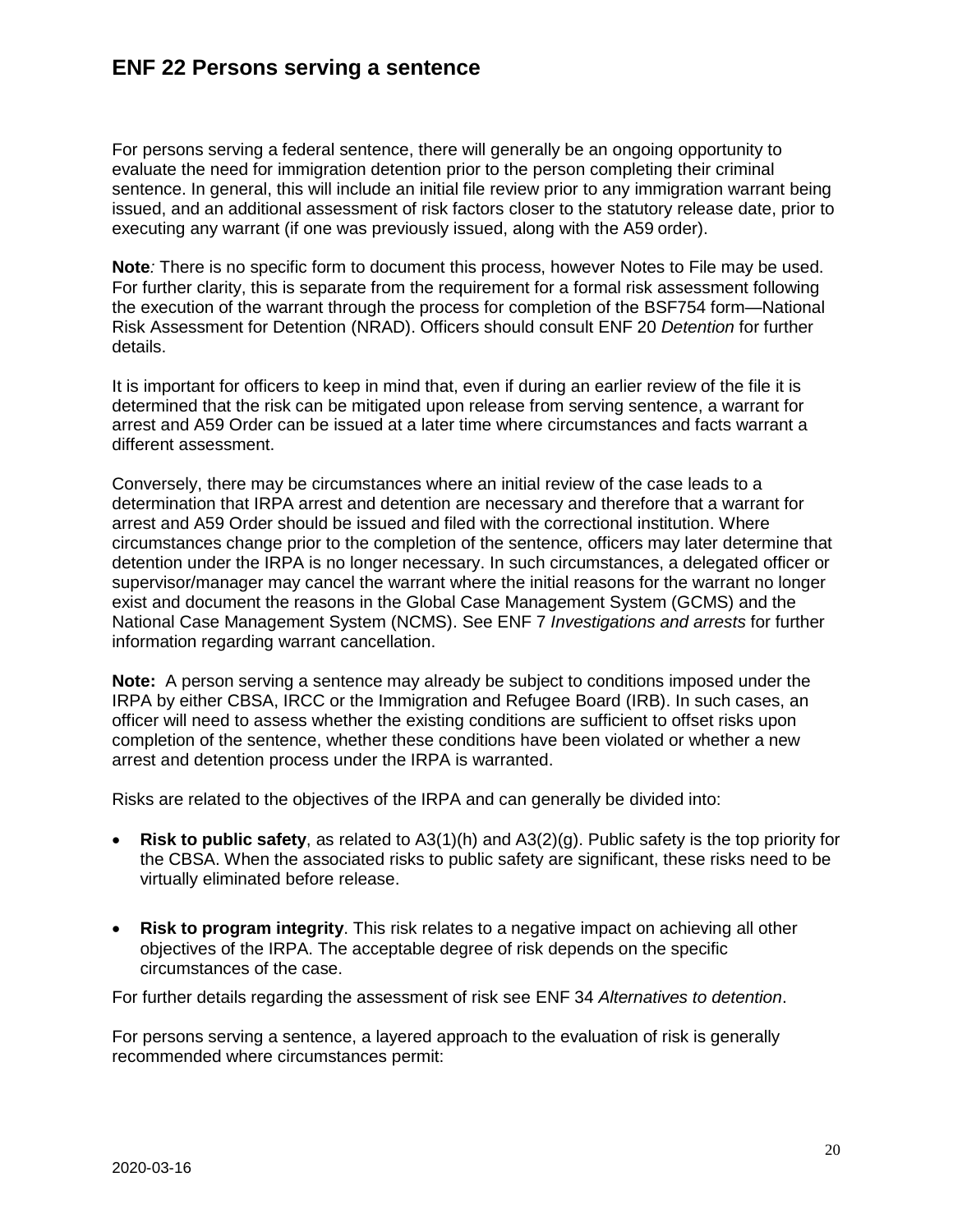## ENF 22 Persons serving a sentence

For persons serving a federal sentence, there will generally be an ongoing opportunity to evaluate the need for immigration detention prior to the person completing their criminal sentence. In general, this will include an initial file review prior to any immigration warrant being issued, and an additional assessment of risk factors closer to the statutory release date, prior to executing any warrant (if one was previously issued, along with the A59 order).

**Note***:* There is no specific form to document this process, however Notes to File may be used. For further clarity, this is separate from the requirement for a formal risk assessment following the execution of the warrant through the process for completion of the BSF754 form—National Risk Assessment for Detention (NRAD). Officers should consult ENF 20 *Detention* for further details.

It is important for officers to keep in mind that, even if during an earlier review of the file it is determined that the risk can be mitigated upon release from serving sentence, a warrant for arrest and A59 Order can be issued at a later time where circumstances and facts warrant a different assessment.

Conversely, there may be circumstances where an initial review of the case leads to a determination that IRPA arrest and detention are necessary and therefore that a warrant for arrest and A59 Order should be issued and filed with the correctional institution. Where circumstances change prior to the completion of the sentence, officers may later determine that detention under the IRPA is no longer necessary. In such circumstances, a delegated officer or supervisor/manager may cancel the warrant where the initial reasons for the warrant no longer exist and document the reasons in the Global Case Management System (GCMS) and the National Case Management System (NCMS). See ENF 7 *Investigations and arrests* for further information regarding warrant cancellation.

**Note:** A person serving a sentence may already be subject to conditions imposed under the IRPA by either CBSA, IRCC or the Immigration and Refugee Board (IRB). In such cases, an officer will need to assess whether the existing conditions are sufficient to offset risks upon completion of the sentence, whether these conditions have been violated or whether a new arrest and detention process under the IRPA is warranted.

Risks are related to the objectives of the IRPA and can generally be divided into:

- **Risk to public safety**, as related to A3(1)(h) and A3(2)(g). Public safety is the top priority for the CBSA. When the associated risks to public safety are significant, these risks need to be virtually eliminated before release.
- **Risk to program integrity**. This risk relates to a negative impact on achieving all other objectives of the IRPA. The acceptable degree of risk depends on the specific circumstances of the case.

For further details regarding the assessment of risk see ENF 34 *Alternatives to detention*.

For persons serving a sentence, a layered approach to the evaluation of risk is generally recommended where circumstances permit: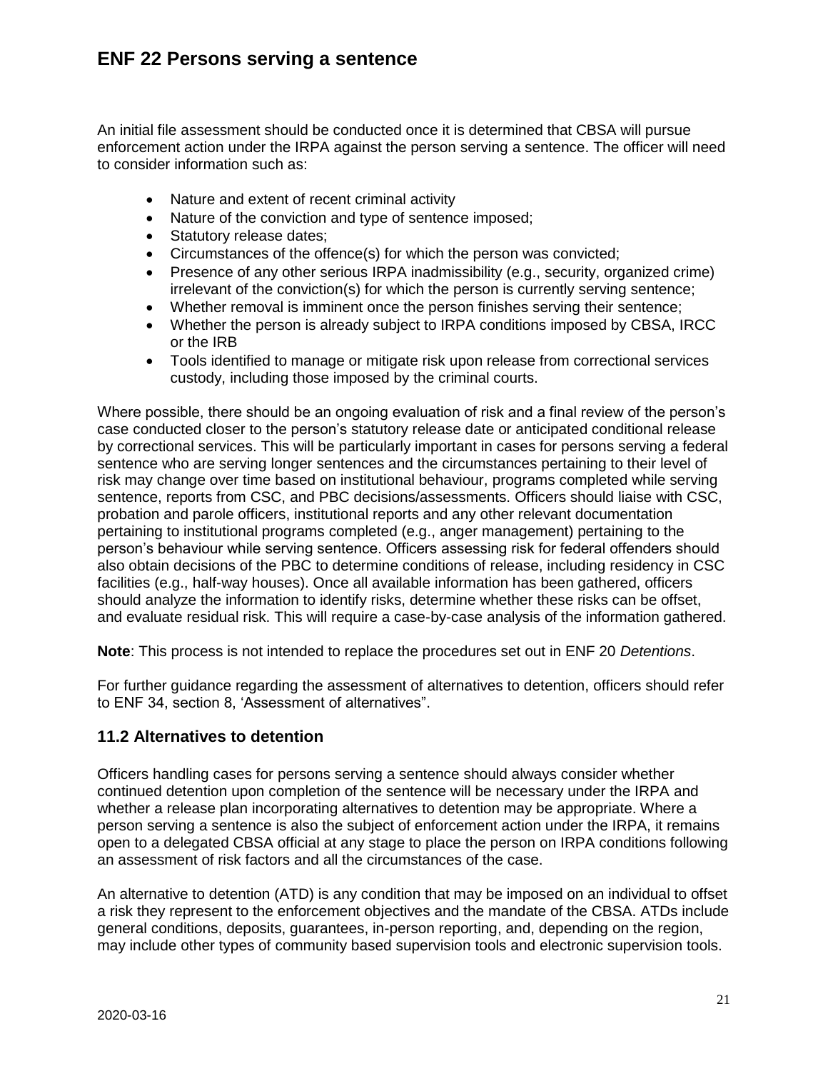An initial file assessment should be conducted once it is determined that CBSA will pursue enforcement action under the IRPA against the person serving a sentence. The officer will need to consider information such as:

- Nature and extent of recent criminal activity
- Nature of the conviction and type of sentence imposed;
- Statutory release dates;
- Circumstances of the offence(s) for which the person was convicted;
- Presence of any other serious IRPA inadmissibility (e.g., security, organized crime) irrelevant of the conviction(s) for which the person is currently serving sentence;
- Whether removal is imminent once the person finishes serving their sentence;
- Whether the person is already subject to IRPA conditions imposed by CBSA, IRCC or the IRB
- Tools identified to manage or mitigate risk upon release from correctional services custody, including those imposed by the criminal courts.

Where possible, there should be an ongoing evaluation of risk and a final review of the person's case conducted closer to the person's statutory release date or anticipated conditional release by correctional services. This will be particularly important in cases for persons serving a federal sentence who are serving longer sentences and the circumstances pertaining to their level of risk may change over time based on institutional behaviour, programs completed while serving sentence, reports from CSC, and PBC decisions/assessments. Officers should liaise with CSC, probation and parole officers, institutional reports and any other relevant documentation pertaining to institutional programs completed (e.g., anger management) pertaining to the person's behaviour while serving sentence. Officers assessing risk for federal offenders should also obtain decisions of the PBC to determine conditions of release, including residency in CSC facilities (e.g., half-way houses). Once all available information has been gathered, officers should analyze the information to identify risks, determine whether these risks can be offset, and evaluate residual risk. This will require a case-by-case analysis of the information gathered.

**Note**: This process is not intended to replace the procedures set out in ENF 20 *Detentions*.

For further guidance regarding the assessment of alternatives to detention, officers should refer to ENF 34, section 8, 'Assessment of alternatives".

## 11.2 Alternatives to detention

Officers handling cases for persons serving a sentence should always consider whether continued detention upon completion of the sentence will be necessary under the IRPA and whether a release plan incorporating alternatives to detention may be appropriate. Where a person serving a sentence is also the subject of enforcement action under the IRPA, it remains open to a delegated CBSA official at any stage to place the person on IRPA conditions following an assessment of risk factors and all the circumstances of the case.

An alternative to detention (ATD) is any condition that may be imposed on an individual to offset a risk they represent to the enforcement objectives and the mandate of the CBSA. ATDs include general conditions, deposits, guarantees, in-person reporting, and, depending on the region, may include other types of community based supervision tools and electronic supervision tools.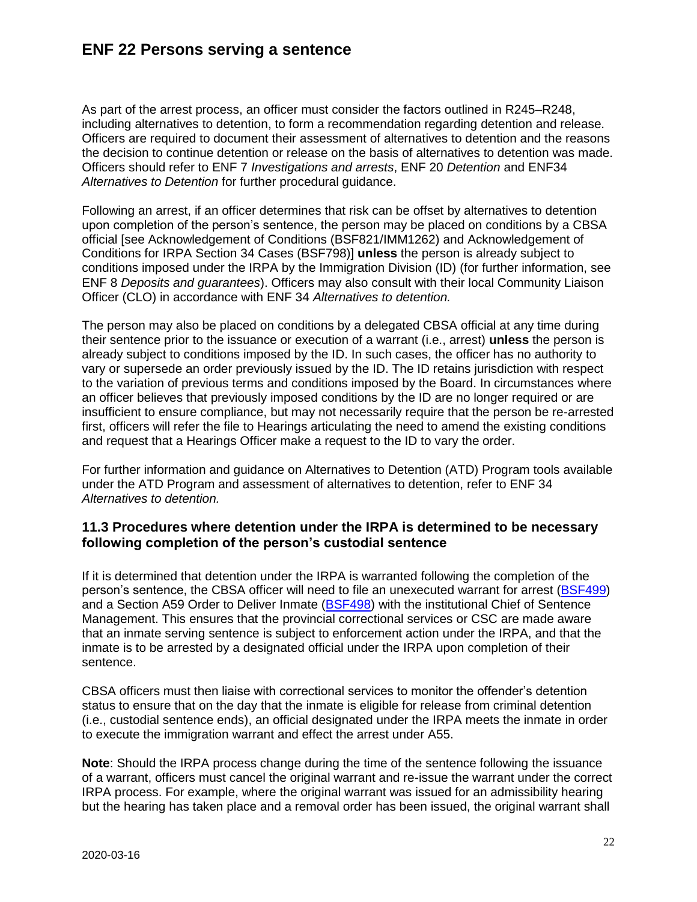As part of the arrest process, an officer must consider the factors outlined in R245–R248, including alternatives to detention, to form a recommendation regarding detention and release. Officers are required to document their assessment of alternatives to detention and the reasons the decision to continue detention or release on the basis of alternatives to detention was made. Officers should refer to ENF 7 *Investigations and arrests*, ENF 20 *Detention* and ENF34 *Alternatives to Detention* for further procedural guidance.

Following an arrest, if an officer determines that risk can be offset by alternatives to detention upon completion of the person's sentence, the person may be placed on conditions by a CBSA official [see Acknowledgement of Conditions (BSF821/IMM1262) and Acknowledgement of Conditions for IRPA Section 34 Cases (BSF798)] **unless** the person is already subject to conditions imposed under the IRPA by the Immigration Division (ID) (for further information, see ENF 8 *Deposits and guarantees*). Officers may also consult with their local Community Liaison Officer (CLO) in accordance with ENF 34 *Alternatives to detention.*

The person may also be placed on conditions by a delegated CBSA official at any time during their sentence prior to the issuance or execution of a warrant (i.e., arrest) **unless** the person is already subject to conditions imposed by the ID. In such cases, the officer has no authority to vary or supersede an order previously issued by the ID. The ID retains jurisdiction with respect to the variation of previous terms and conditions imposed by the Board. In circumstances where an officer believes that previously imposed conditions by the ID are no longer required or are insufficient to ensure compliance, but may not necessarily require that the person be re-arrested first, officers will refer the file to Hearings articulating the need to amend the existing conditions and request that a Hearings Officer make a request to the ID to vary the order.

For further information and guidance on Alternatives to Detention (ATD) Program tools available under the ATD Program and assessment of alternatives to detention, refer to ENF 34 *Alternatives to detention.*

### 11.3 Procedures where detention under the IRPA is determined to be necessary following completion of the person's custodial sentence

If it is determined that detention under the IRPA is warranted following the completion of the person's sentence, the CBSA officer will need to file an unexecuted warrant for arrest (BSF499) and a Section A59 Order to Deliver Inmate (BSF498) with the institutional Chief of Sentence Management. This ensures that the provincial correctional services or CSC are made aware that an inmate serving sentence is subject to enforcement action under the IRPA, and that the inmate is to be arrested by a designated official under the IRPA upon completion of their sentence.

CBSA officers must then liaise with correctional services to monitor the offender's detention status to ensure that on the day that the inmate is eligible for release from criminal detention (i.e., custodial sentence ends), an official designated under the IRPA meets the inmate in order to execute the immigration warrant and effect the arrest under A55.

**Note**: Should the IRPA process change during the time of the sentence following the issuance of a warrant, officers must cancel the original warrant and re-issue the warrant under the correct IRPA process. For example, where the original warrant was issued for an admissibility hearing but the hearing has taken place and a removal order has been issued, the original warrant shall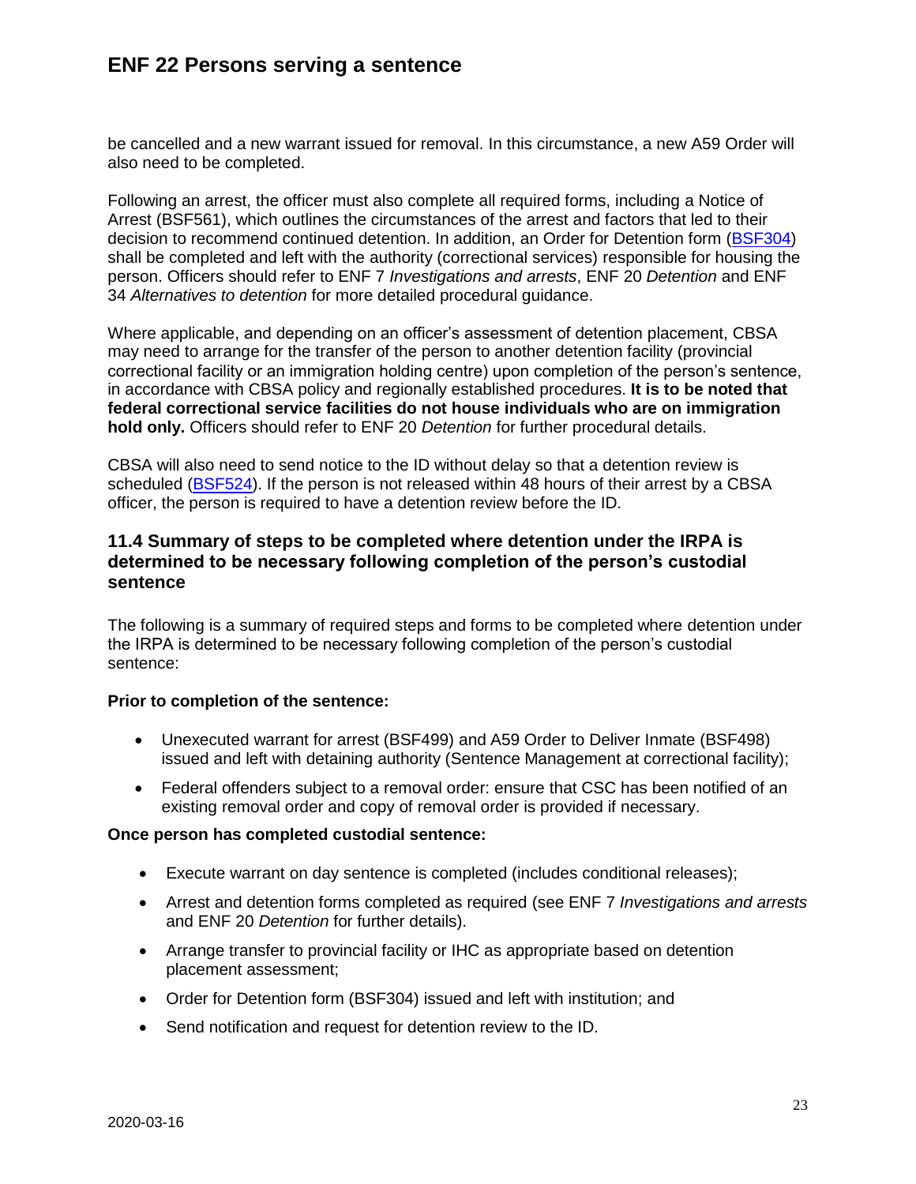be cancelled and a new warrant issued for removal. In this circumstance, a new A59 Order will also need to be completed.

Following an arrest, the officer must also complete all required forms, including a Notice of Arrest (BSF561), which outlines the circumstances of the arrest and factors that led to their decision to recommend continued detention. In addition, an Order for Detention form (BSF304) shall be completed and left with the authority (correctional services) responsible for housing the person. Officers should refer to ENF 7 *Investigations and arrests*, ENF 20 *Detention* and ENF 34 *Alternatives to detention* for more detailed procedural guidance.

Where applicable, and depending on an officer's assessment of detention placement, CBSA may need to arrange for the transfer of the person to another detention facility (provincial correctional facility or an immigration holding centre) upon completion of the person's sentence, in accordance with CBSA policy and regionally established procedures. **It is to be noted that federal correctional service facilities do not house individuals who are on immigration hold only.** Officers should refer to ENF 20 *Detention* for further procedural details.

CBSA will also need to send notice to the ID without delay so that a detention review is scheduled (BSF524). If the person is not released within 48 hours of their arrest by a CBSA officer, the person is required to have a detention review before the ID.

### 11.4 Summary of steps to be completed where detention under the IRPA is determined to be necessary following completion of the person's custodial sentence

The following is a summary of required steps and forms to be completed where detention under the IRPA is determined to be necessary following completion of the person's custodial sentence:

**Prior to completion of the sentence:**

- Unexecuted warrant for arrest (BSF499) and A59 Order to Deliver Inmate (BSF498) issued and left with detaining authority (Sentence Management at correctional facility);
- Federal offenders subject to a removal order: ensure that CSC has been notified of an existing removal order and copy of removal order is provided if necessary.

**Once person has completed custodial sentence:**

- Execute warrant on day sentence is completed (includes conditional releases);
- Arrest and detention forms completed as required (see ENF 7 *Investigations and arrests* and ENF 20 *Detention* for further details).
- Arrange transfer to provincial facility or IHC as appropriate based on detention placement assessment;
- Order for Detention form (BSF304) issued and left with institution; and
- Send notification and request for detention review to the ID.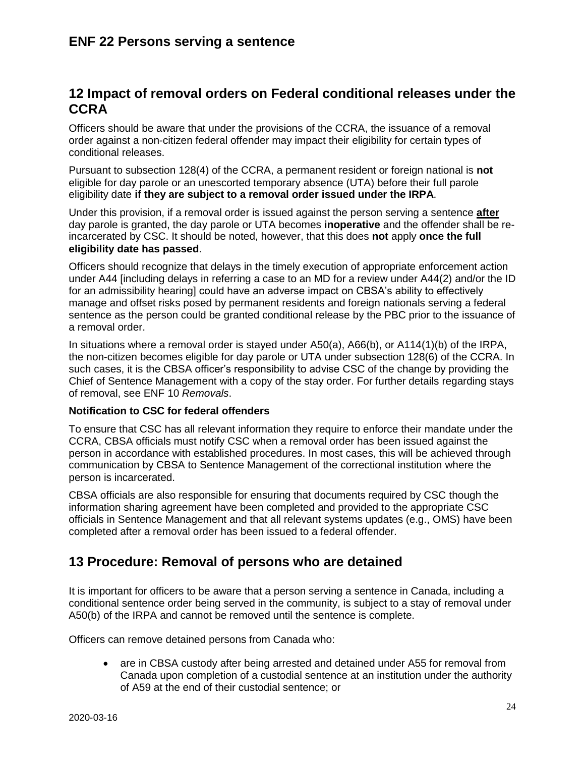## 12 Impact of removal orders on Federal conditional releases under the CCRA

Officers should be aware that under the provisions of the CCRA, the issuance of a removal order against a non-citizen federal offender may impact their eligibility for certain types of conditional releases.

Pursuant to subsection 128(4) of the CCRA, a permanent resident or foreign national is **not** eligible for day parole or an unescorted temporary absence (UTA) before their full parole eligibility date **if they are subject to a removal order issued under the IRPA**.

Under this provision, if a removal order is issued against the person serving a sentence **after** day parole is granted, the day parole or UTA becomes **inoperative** and the offender shall be re-incarcerated by CSC. It should be noted, however, that this does **not** apply **once the full eligibility date has passed**.

Officers should recognize that delays in the timely execution of appropriate enforcement action under A44 [including delays in referring a case to an MD for a review under A44(2) and/or the ID for an admissibility hearing] could have an adverse impact on CBSA's ability to effectively manage and offset risks posed by permanent residents and foreign nationals serving a federal sentence as the person could be granted conditional release by the PBC prior to the issuance of a removal order.

In situations where a removal order is stayed under A50(a), A66(b), or A114(1)(b) of the IRPA, the non-citizen becomes eligible for day parole or UTA under subsection 128(6) of the CCRA. In such cases, it is the CBSA officer's responsibility to advise CSC of the change by providing the Chief of Sentence Management with a copy of the stay order. For further details regarding stays of removal, see ENF 10 *Removals*.

**Notification to CSC for federal offenders**

To ensure that CSC has all relevant information they require to enforce their mandate under the CCRA, CBSA officials must notify CSC when a removal order has been issued against the person in accordance with established procedures. In most cases, this will be achieved through communication by CBSA to Sentence Management of the correctional institution where the person is incarcerated.

CBSA officials are also responsible for ensuring that documents required by CSC though the information sharing agreement have been completed and provided to the appropriate CSC officials in Sentence Management and that all relevant systems updates (e.g., OMS) have been completed after a removal order has been issued to a federal offender.

## 13 Procedure: Removal of persons who are detained

It is important for officers to be aware that a person serving a sentence in Canada, including a conditional sentence order being served in the community, is subject to a stay of removal under A50(b) of the IRPA and cannot be removed until the sentence is complete.

Officers can remove detained persons from Canada who:

- are in CBSA custody after being arrested and detained under A55 for removal from Canada upon completion of a custodial sentence at an institution under the authority of A59 at the end of their custodial sentence; or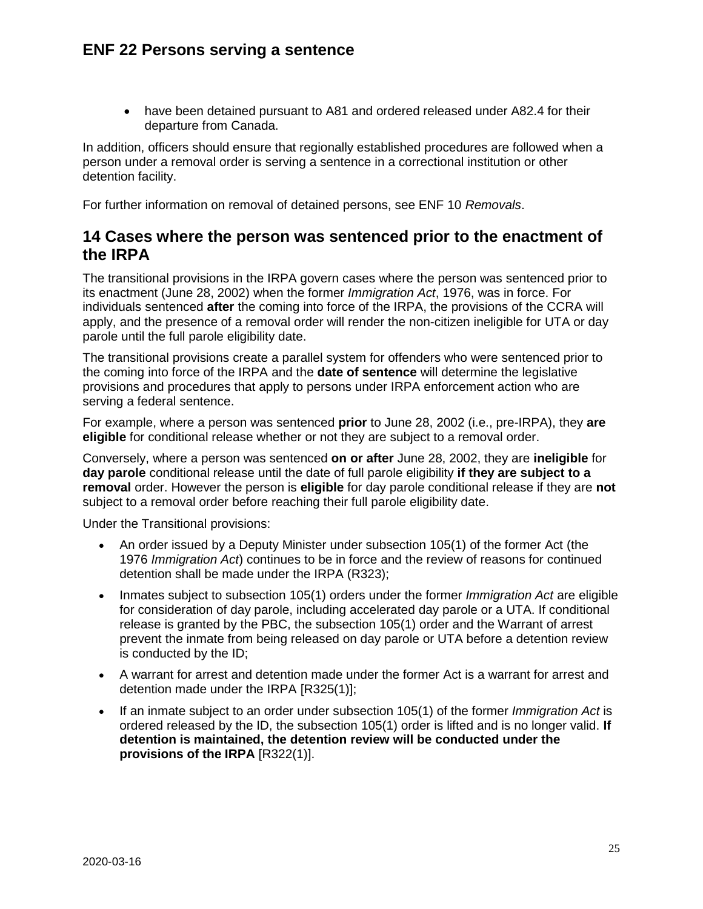- have been detained pursuant to A81 and ordered released under A82.4 for their departure from Canada.

In addition, officers should ensure that regionally established procedures are followed when a person under a removal order is serving a sentence in a correctional institution or other detention facility.

For further information on removal of detained persons, see ENF 10 *Removals*.

## 14 Cases where the person was sentenced prior to the enactment of the IRPA

The transitional provisions in the IRPA govern cases where the person was sentenced prior to its enactment (June 28, 2002) when the former *Immigration Act*, 1976, was in force. For individuals sentenced **after** the coming into force of the IRPA, the provisions of the CCRA will apply, and the presence of a removal order will render the non-citizen ineligible for UTA or day parole until the full parole eligibility date.

The transitional provisions create a parallel system for offenders who were sentenced prior to the coming into force of the IRPA and the **date of sentence** will determine the legislative provisions and procedures that apply to persons under IRPA enforcement action who are serving a federal sentence.

For example, where a person was sentenced **prior** to June 28, 2002 (i.e., pre-IRPA), they **are eligible** for conditional release whether or not they are subject to a removal order.

Conversely, where a person was sentenced **on or after** June 28, 2002, they are **ineligible** for **day parole** conditional release until the date of full parole eligibility **if they are subject to a removal** order. However the person is **eligible** for day parole conditional release if they are **not** subject to a removal order before reaching their full parole eligibility date.

Under the Transitional provisions:

- An order issued by a Deputy Minister under subsection 105(1) of the former Act (the 1976 *Immigration Act*) continues to be in force and the review of reasons for continued detention shall be made under the IRPA (R323);
- Inmates subject to subsection 105(1) orders under the former *Immigration Act* are eligible for consideration of day parole, including accelerated day parole or a UTA. If conditional release is granted by the PBC, the subsection 105(1) order and the Warrant of arrest prevent the inmate from being released on day parole or UTA before a detention review is conducted by the ID;
- A warrant for arrest and detention made under the former Act is a warrant for arrest and detention made under the IRPA [R325(1)];
- If an inmate subject to an order under subsection 105(1) of the former *Immigration Act* is ordered released by the ID, the subsection 105(1) order is lifted and is no longer valid. **If detention is maintained, the detention review will be conducted under the provisions of the IRPA** [R322(1)].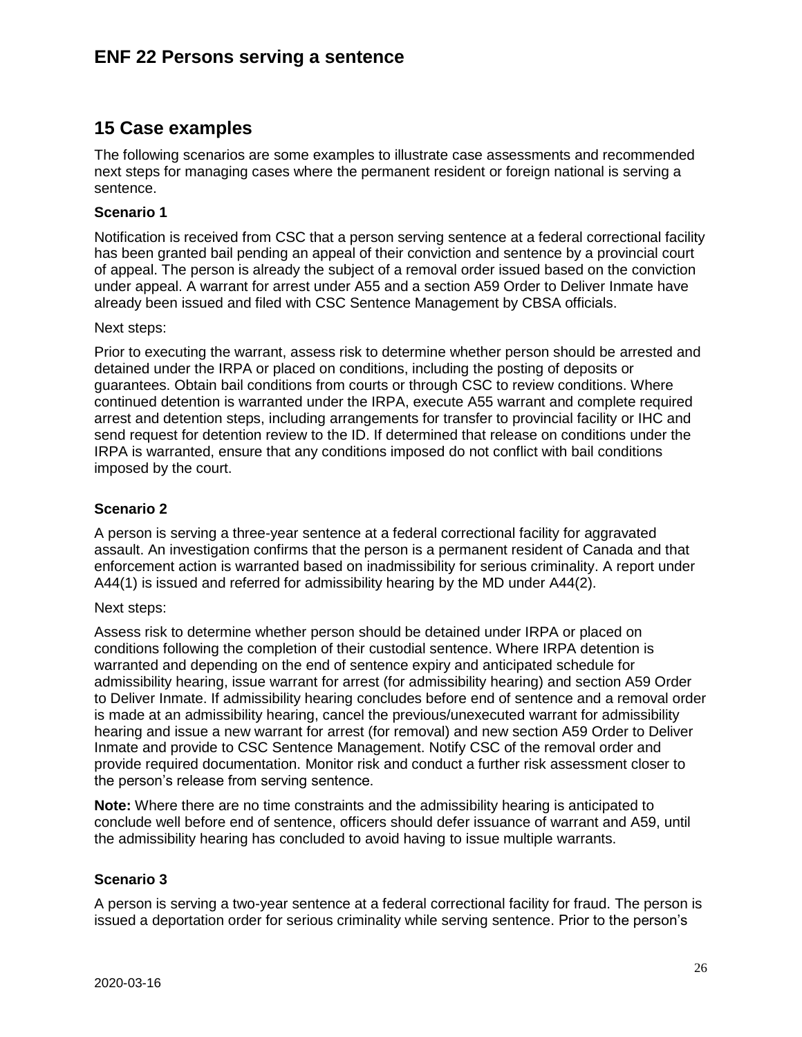## 15 Case examples

The following scenarios are some examples to illustrate case assessments and recommended next steps for managing cases where the permanent resident or foreign national is serving a sentence.

### Scenario 1

Notification is received from CSC that a person serving sentence at a federal correctional facility has been granted bail pending an appeal of their conviction and sentence by a provincial court of appeal. The person is already the subject of a removal order issued based on the conviction under appeal. A warrant for arrest under A55 and a section A59 Order to Deliver Inmate have already been issued and filed with CSC Sentence Management by CBSA officials.

Next steps:

Prior to executing the warrant, assess risk to determine whether person should be arrested and detained under the IRPA or placed on conditions, including the posting of deposits or guarantees. Obtain bail conditions from courts or through CSC to review conditions. Where continued detention is warranted under the IRPA, execute A55 warrant and complete required arrest and detention steps, including arrangements for transfer to provincial facility or IHC and send request for detention review to the ID. If determined that release on conditions under the IRPA is warranted, ensure that any conditions imposed do not conflict with bail conditions imposed by the court.

### Scenario 2

A person is serving a three-year sentence at a federal correctional facility for aggravated assault. An investigation confirms that the person is a permanent resident of Canada and that enforcement action is warranted based on inadmissibility for serious criminality. A report under A44(1) is issued and referred for admissibility hearing by the MD under A44(2).

Next steps:

Assess risk to determine whether person should be detained under IRPA or placed on conditions following the completion of their custodial sentence. Where IRPA detention is warranted and depending on the end of sentence expiry and anticipated schedule for admissibility hearing, issue warrant for arrest (for admissibility hearing) and section A59 Order to Deliver Inmate. If admissibility hearing concludes before end of sentence and a removal order is made at an admissibility hearing, cancel the previous/unexecuted warrant for admissibility hearing and issue a new warrant for arrest (for removal) and new section A59 Order to Deliver Inmate and provide to CSC Sentence Management. Notify CSC of the removal order and provide required documentation. Monitor risk and conduct a further risk assessment closer to the person's release from serving sentence.

**Note:** Where there are no time constraints and the admissibility hearing is anticipated to conclude well before end of sentence, officers should defer issuance of warrant and A59, until the admissibility hearing has concluded to avoid having to issue multiple warrants.

### Scenario 3

A person is serving a two-year sentence at a federal correctional facility for fraud. The person is issued a deportation order for serious criminality while serving sentence. Prior to the person's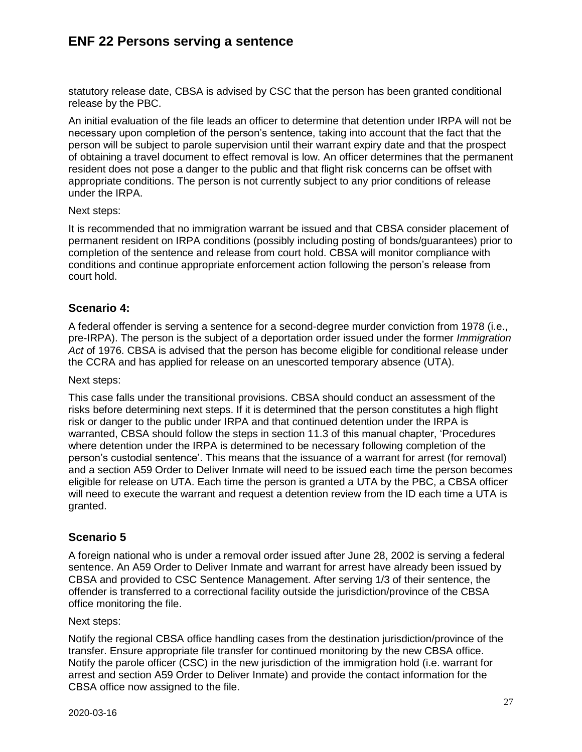statutory release date, CBSA is advised by CSC that the person has been granted conditional release by the PBC.

An initial evaluation of the file leads an officer to determine that detention under IRPA will not be necessary upon completion of the person's sentence, taking into account that the fact that the person will be subject to parole supervision until their warrant expiry date and that the prospect of obtaining a travel document to effect removal is low. An officer determines that the permanent resident does not pose a danger to the public and that flight risk concerns can be offset with appropriate conditions. The person is not currently subject to any prior conditions of release under the IRPA.

Next steps:

It is recommended that no immigration warrant be issued and that CBSA consider placement of permanent resident on IRPA conditions (possibly including posting of bonds/guarantees) prior to completion of the sentence and release from court hold. CBSA will monitor compliance with conditions and continue appropriate enforcement action following the person's release from court hold.

### Scenario 4:

A federal offender is serving a sentence for a second-degree murder conviction from 1978 (i.e., pre-IRPA). The person is the subject of a deportation order issued under the former *Immigration Act* of 1976. CBSA is advised that the person has become eligible for conditional release under the CCRA and has applied for release on an unescorted temporary absence (UTA).

Next steps:

This case falls under the transitional provisions. CBSA should conduct an assessment of the risks before determining next steps. If it is determined that the person constitutes a high flight risk or danger to the public under IRPA and that continued detention under the IRPA is warranted, CBSA should follow the steps in section 11.3 of this manual chapter, 'Procedures where detention under the IRPA is determined to be necessary following completion of the person's custodial sentence'. This means that the issuance of a warrant for arrest (for removal) and a section A59 Order to Deliver Inmate will need to be issued each time the person becomes eligible for release on UTA. Each time the person is granted a UTA by the PBC, a CBSA officer will need to execute the warrant and request a detention review from the ID each time a UTA is granted.

### Scenario 5

A foreign national who is under a removal order issued after June 28, 2002 is serving a federal sentence. An A59 Order to Deliver Inmate and warrant for arrest have already been issued by CBSA and provided to CSC Sentence Management. After serving 1/3 of their sentence, the offender is transferred to a correctional facility outside the jurisdiction/province of the CBSA office monitoring the file.

Next steps:

Notify the regional CBSA office handling cases from the destination jurisdiction/province of the transfer. Ensure appropriate file transfer for continued monitoring by the new CBSA office. Notify the parole officer (CSC) in the new jurisdiction of the immigration hold (i.e. warrant for arrest and section A59 Order to Deliver Inmate) and provide the contact information for the CBSA office now assigned to the file.